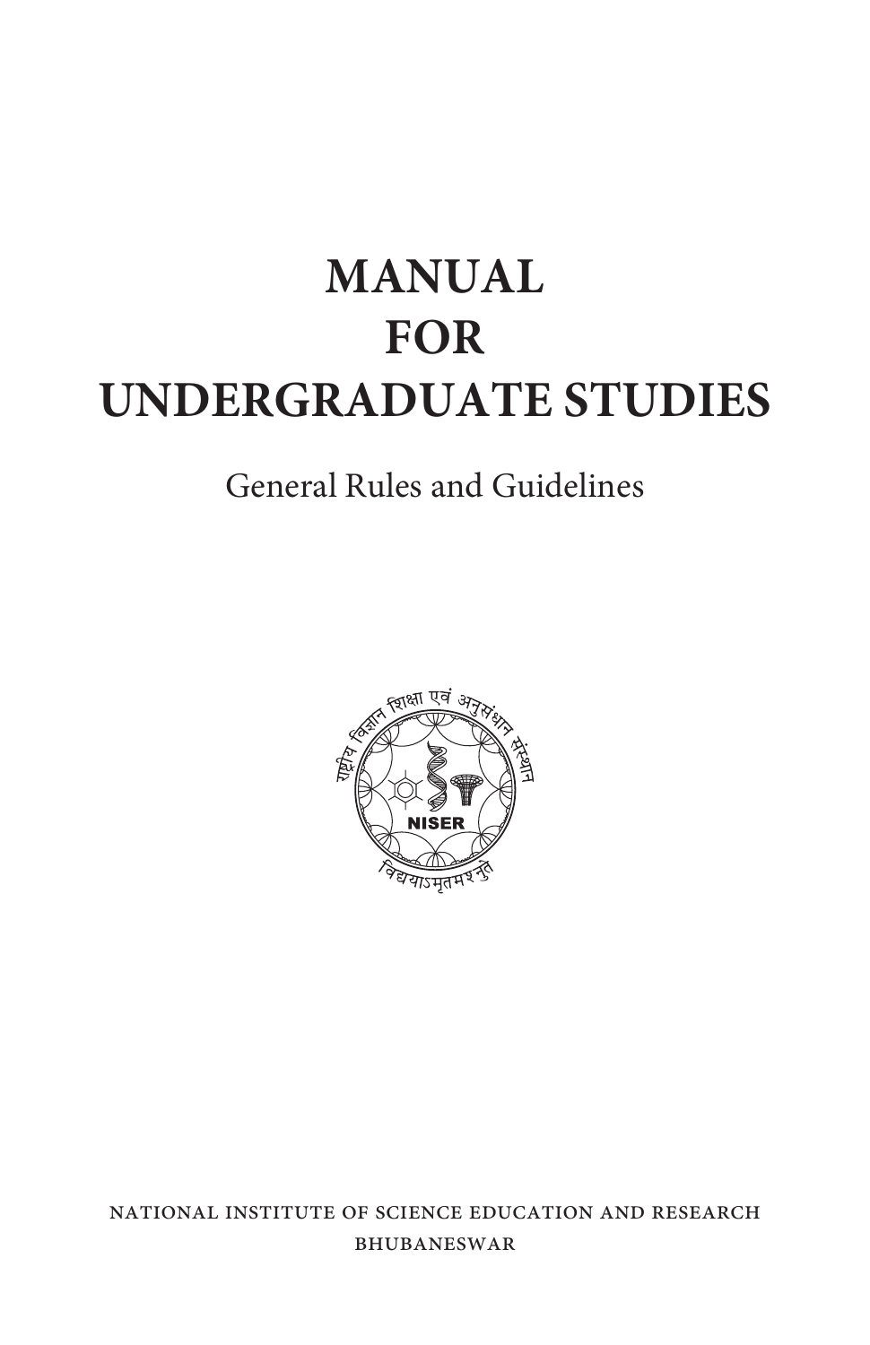# MANUAL FOR UNDERGRADUATE STUDIES

General Rules and Guidelines

NATIONAL INSTITUTE OF SCIENCE EDUCATION AND RESEARCH

BHUBANESWAR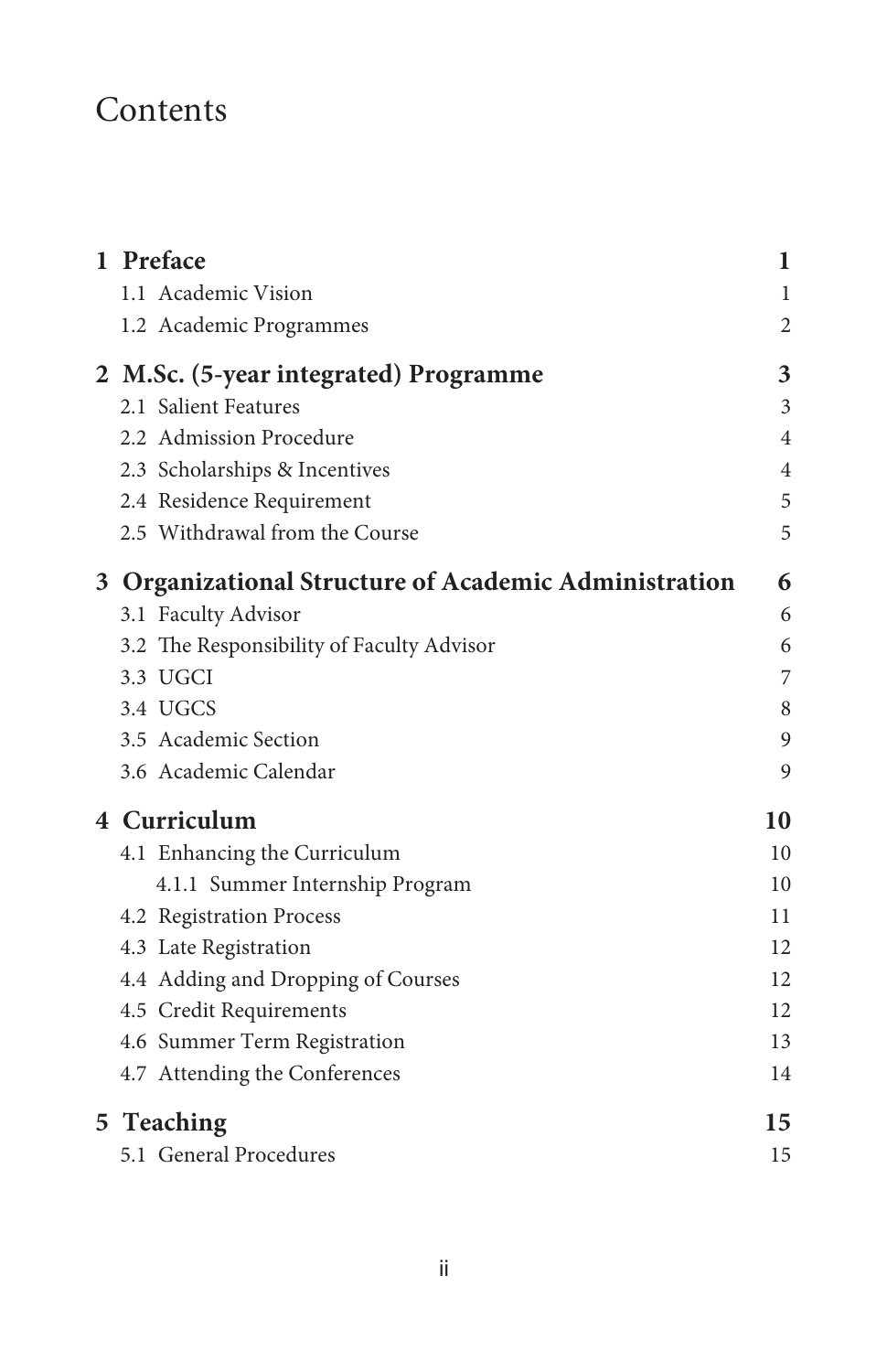# Contents

| | |
|---|---|
| **1 Preface** | **1** |
| 1.1 Academic Vision | 1 |
| 1.2 Academic Programmes | 2 |
| **2 M.Sc. (5-year integrated) Programme** | **3** |
| 2.1 Salient Features | 3 |
| 2.2 Admission Procedure | 4 |
| 2.3 Scholarships & Incentives | 4 |
| 2.4 Residence Requirement | 5 |
| 2.5 Withdrawal from the Course | 5 |
| **3 Organizational Structure of Academic Administration** | **6** |
| 3.1 Faculty Advisor | 6 |
| 3.2 The Responsibility of Faculty Advisor | 6 |
| 3.3 UGCI | 7 |
| 3.4 UGCS | 8 |
| 3.5 Academic Section | 9 |
| 3.6 Academic Calendar | 9 |
| **4 Curriculum** | **10** |
| 4.1 Enhancing the Curriculum | 10 |
| 4.1.1 Summer Internship Program | 10 |
| 4.2 Registration Process | 11 |
| 4.3 Late Registration | 12 |
| 4.4 Adding and Dropping of Courses | 12 |
| 4.5 Credit Requirements | 12 |
| 4.6 Summer Term Registration | 13 |
| 4.7 Attending the Conferences | 14 |
| **5 Teaching** | **15** |
| 5.1 General Procedures | 15 |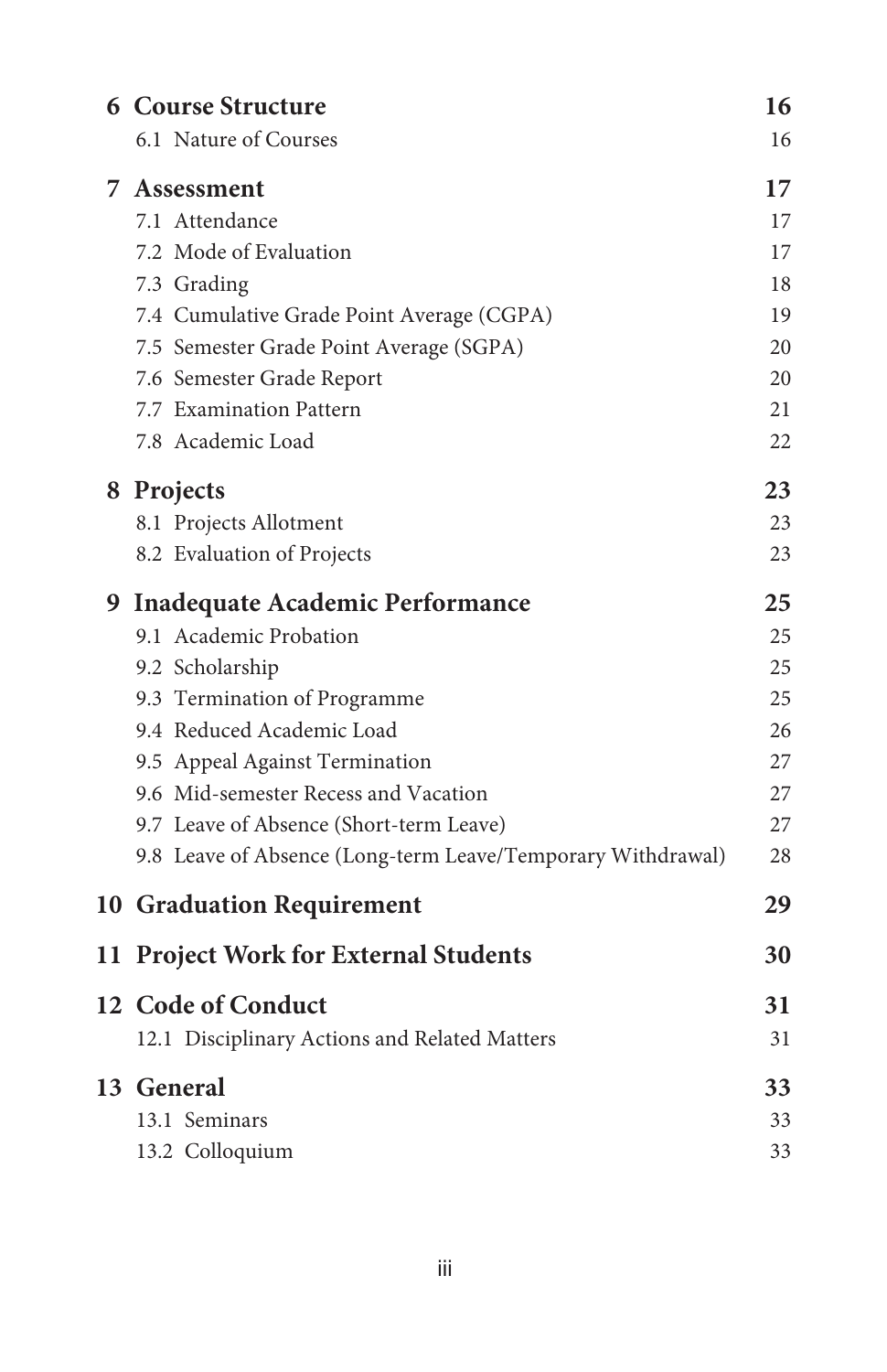| | |
|---|---|
| **6 Course Structure** | **16** |
| 6.1 Nature of Courses | 16 |
| **7 Assessment** | **17** |
| 7.1 Attendance | 17 |
| 7.2 Mode of Evaluation | 17 |
| 7.3 Grading | 18 |
| 7.4 Cumulative Grade Point Average (CGPA) | 19 |
| 7.5 Semester Grade Point Average (SGPA) | 20 |
| 7.6 Semester Grade Report | 20 |
| 7.7 Examination Pattern | 21 |
| 7.8 Academic Load | 22 |
| **8 Projects** | **23** |
| 8.1 Projects Allotment | 23 |
| 8.2 Evaluation of Projects | 23 |
| **9 Inadequate Academic Performance** | **25** |
| 9.1 Academic Probation | 25 |
| 9.2 Scholarship | 25 |
| 9.3 Termination of Programme | 25 |
| 9.4 Reduced Academic Load | 26 |
| 9.5 Appeal Against Termination | 27 |
| 9.6 Mid-semester Recess and Vacation | 27 |
| 9.7 Leave of Absence (Short-term Leave) | 27 |
| 9.8 Leave of Absence (Long-term Leave/Temporary Withdrawal) | 28 |
| **10 Graduation Requirement** | **29** |
| **11 Project Work for External Students** | **30** |
| **12 Code of Conduct** | **31** |
| 12.1 Disciplinary Actions and Related Matters | 31 |
| **13 General** | **33** |
| 13.1 Seminars | 33 |
| 13.2 Colloquium | 33 |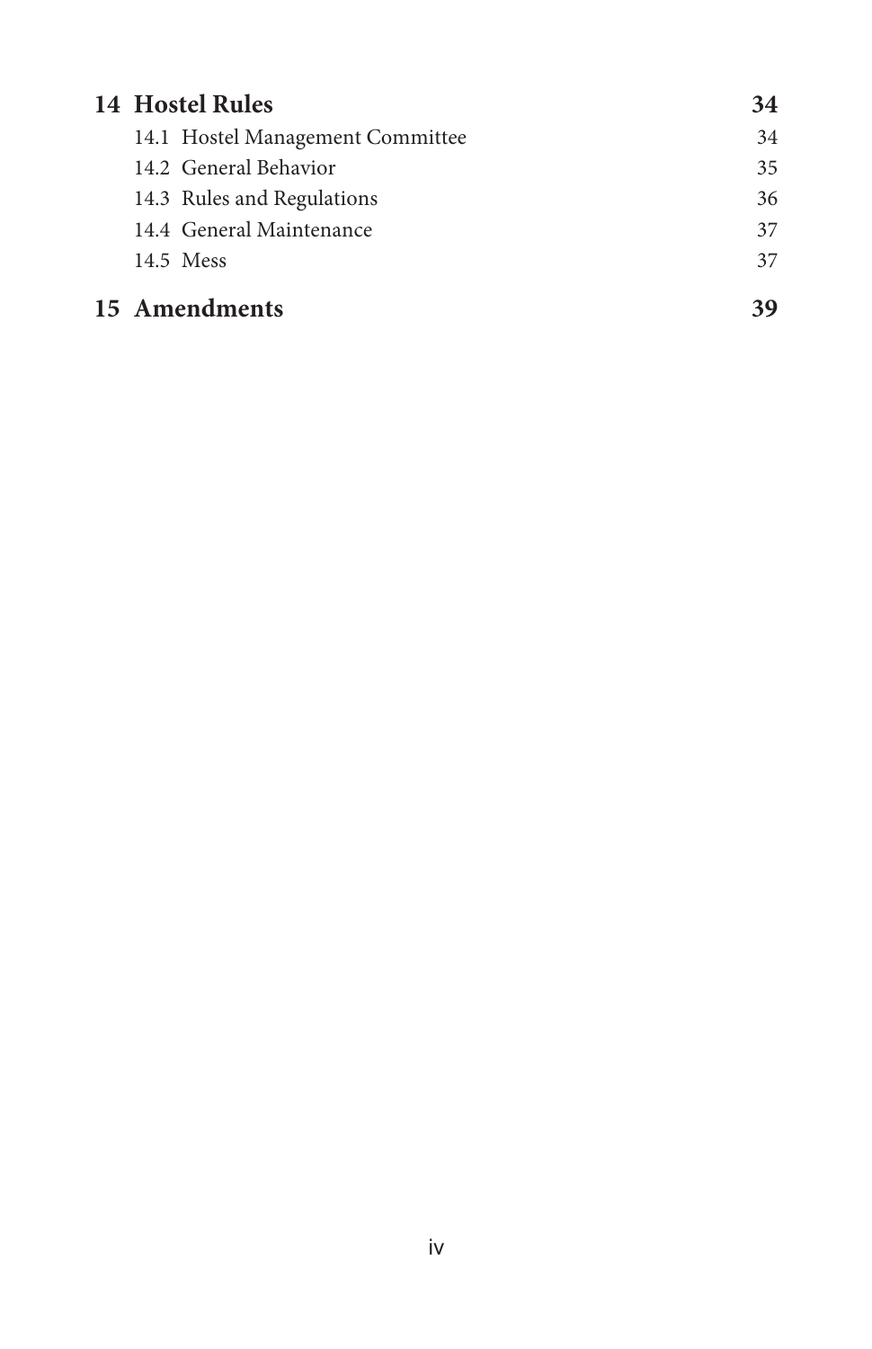**14 Hostel Rules** 34

- 14.1 Hostel Management Committee 34
- 14.2 General Behavior 35
- 14.3 Rules and Regulations 36
- 14.4 General Maintenance 37
- 14.5 Mess 37

**15 Amendments** 39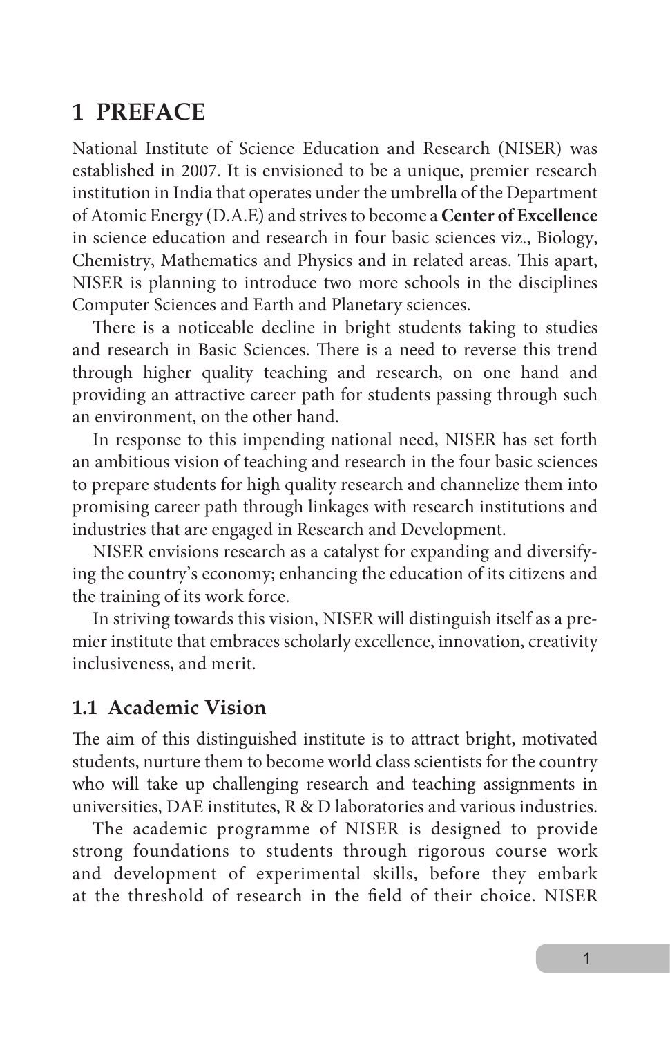# 1 PREFACE

National Institute of Science Education and Research (NISER) was established in 2007. It is envisioned to be a unique, premier research institution in India that operates under the umbrella of the Department of Atomic Energy (D.A.E) and strives to become a **Center of Excellence** in science education and research in four basic sciences viz., Biology, Chemistry, Mathematics and Physics and in related areas. This apart, NISER is planning to introduce two more schools in the disciplines Computer Sciences and Earth and Planetary sciences.

There is a noticeable decline in bright students taking to studies and research in Basic Sciences. There is a need to reverse this trend through higher quality teaching and research, on one hand and providing an attractive career path for students passing through such an environment, on the other hand.

In response to this impending national need, NISER has set forth an ambitious vision of teaching and research in the four basic sciences to prepare students for high quality research and channelize them into promising career path through linkages with research institutions and industries that are engaged in Research and Development.

NISER envisions research as a catalyst for expanding and diversifying the country's economy; enhancing the education of its citizens and the training of its work force.

In striving towards this vision, NISER will distinguish itself as a premier institute that embraces scholarly excellence, innovation, creativity inclusiveness, and merit.

## 1.1 Academic Vision

The aim of this distinguished institute is to attract bright, motivated students, nurture them to become world class scientists for the country who will take up challenging research and teaching assignments in universities, DAE institutes, R & D laboratories and various industries.

The academic programme of NISER is designed to provide strong foundations to students through rigorous course work and development of experimental skills, before they embark at the threshold of research in the field of their choice. NISER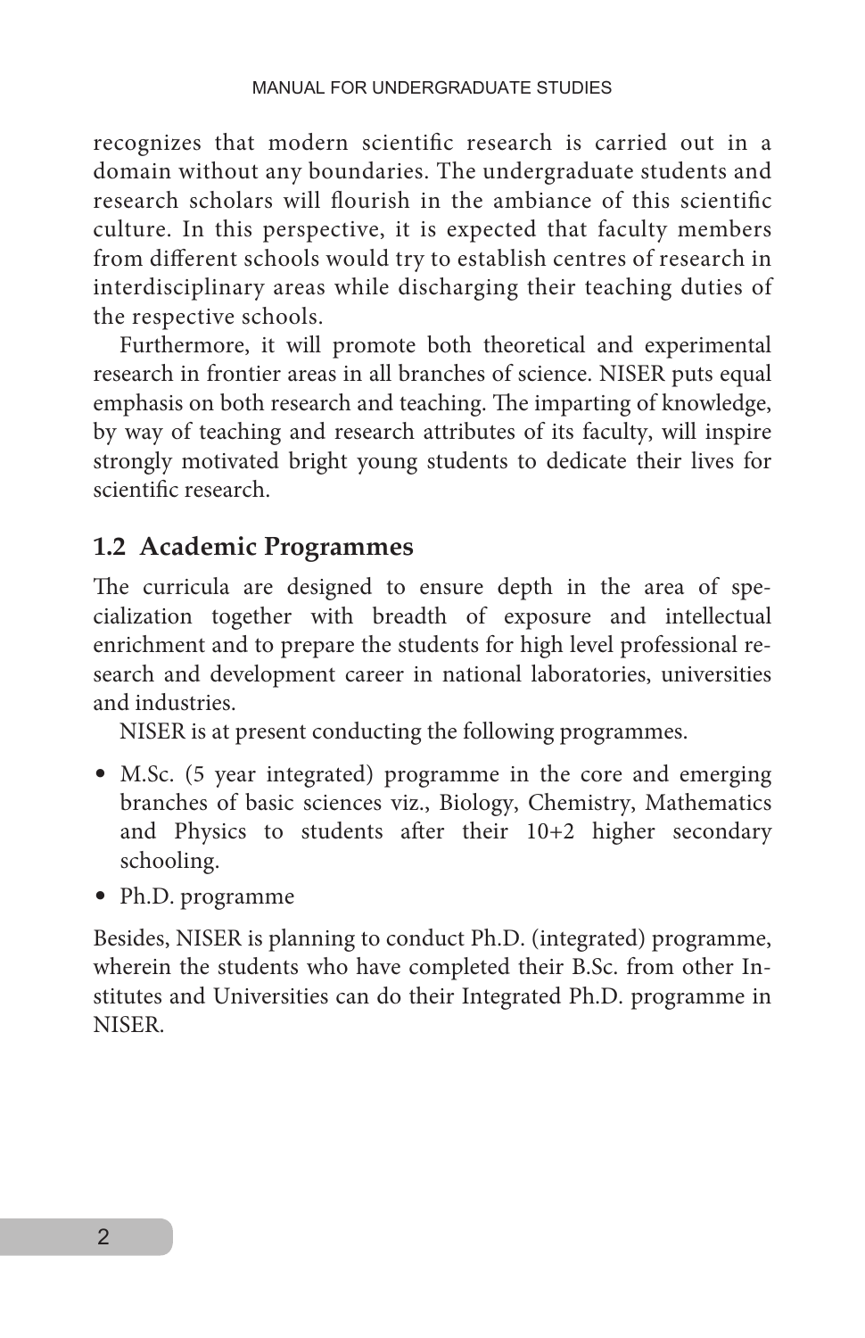recognizes that modern scientific research is carried out in a domain without any boundaries. The undergraduate students and research scholars will flourish in the ambiance of this scientific culture. In this perspective, it is expected that faculty members from different schools would try to establish centres of research in interdisciplinary areas while discharging their teaching duties of the respective schools.

Furthermore, it will promote both theoretical and experimental research in frontier areas in all branches of science. NISER puts equal emphasis on both research and teaching. The imparting of knowledge, by way of teaching and research attributes of its faculty, will inspire strongly motivated bright young students to dedicate their lives for scientific research.

## 1.2 Academic Programmes

The curricula are designed to ensure depth in the area of specialization together with breadth of exposure and intellectual enrichment and to prepare the students for high level professional research and development career in national laboratories, universities and industries.

NISER is at present conducting the following programmes.

- M.Sc. (5 year integrated) programme in the core and emerging branches of basic sciences viz., Biology, Chemistry, Mathematics and Physics to students after their 10+2 higher secondary schooling.
- Ph.D. programme

Besides, NISER is planning to conduct Ph.D. (integrated) programme, wherein the students who have completed their B.Sc. from other Institutes and Universities can do their Integrated Ph.D. programme in NISER.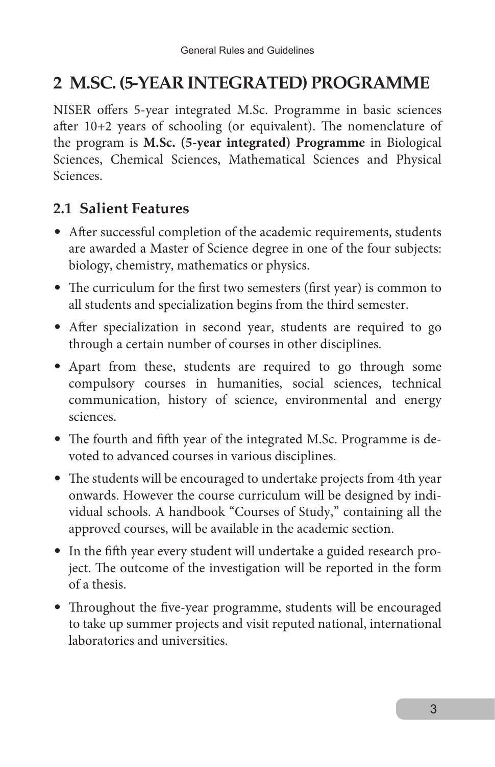# 2 M.SC. (5-YEAR INTEGRATED) PROGRAMME

NISER offers 5-year integrated M.Sc. Programme in basic sciences after 10+2 years of schooling (or equivalent). The nomenclature of the program is **M.Sc. (5-year integrated) Programme** in Biological Sciences, Chemical Sciences, Mathematical Sciences and Physical Sciences.

## 2.1 Salient Features

- After successful completion of the academic requirements, students are awarded a Master of Science degree in one of the four subjects: biology, chemistry, mathematics or physics.
- The curriculum for the first two semesters (first year) is common to all students and specialization begins from the third semester.
- After specialization in second year, students are required to go through a certain number of courses in other disciplines.
- Apart from these, students are required to go through some compulsory courses in humanities, social sciences, technical communication, history of science, environmental and energy sciences.
- The fourth and fifth year of the integrated M.Sc. Programme is devoted to advanced courses in various disciplines.
- The students will be encouraged to undertake projects from 4th year onwards. However the course curriculum will be designed by individual schools. A handbook "Courses of Study," containing all the approved courses, will be available in the academic section.
- In the fifth year every student will undertake a guided research project. The outcome of the investigation will be reported in the form of a thesis.
- Throughout the five-year programme, students will be encouraged to take up summer projects and visit reputed national, international laboratories and universities.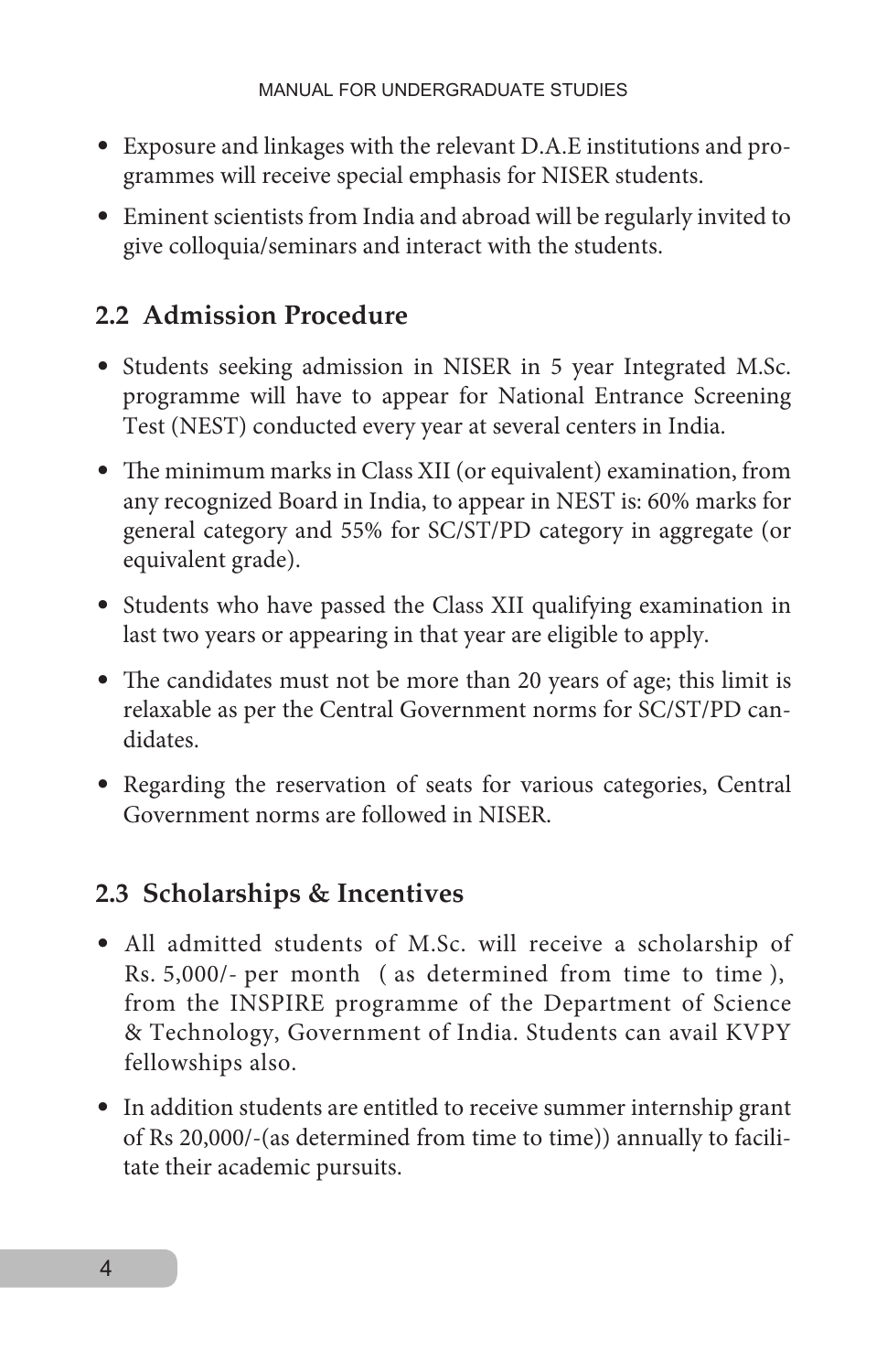- Exposure and linkages with the relevant D.A.E institutions and programmes will receive special emphasis for NISER students.
- Eminent scientists from India and abroad will be regularly invited to give colloquia/seminars and interact with the students.

## 2.2 Admission Procedure

- Students seeking admission in NISER in 5 year Integrated M.Sc. programme will have to appear for National Entrance Screening Test (NEST) conducted every year at several centers in India.
- The minimum marks in Class XII (or equivalent) examination, from any recognized Board in India, to appear in NEST is: 60% marks for general category and 55% for SC/ST/PD category in aggregate (or equivalent grade).
- Students who have passed the Class XII qualifying examination in last two years or appearing in that year are eligible to apply.
- The candidates must not be more than 20 years of age; this limit is relaxable as per the Central Government norms for SC/ST/PD candidates.
- Regarding the reservation of seats for various categories, Central Government norms are followed in NISER.

## 2.3 Scholarships & Incentives

- All admitted students of M.Sc. will receive a scholarship of Rs. 5,000/- per month ( as determined from time to time ), from the INSPIRE programme of the Department of Science & Technology, Government of India. Students can avail KVPY fellowships also.
- In addition students are entitled to receive summer internship grant of Rs 20,000/-(as determined from time to time)) annually to facilitate their academic pursuits.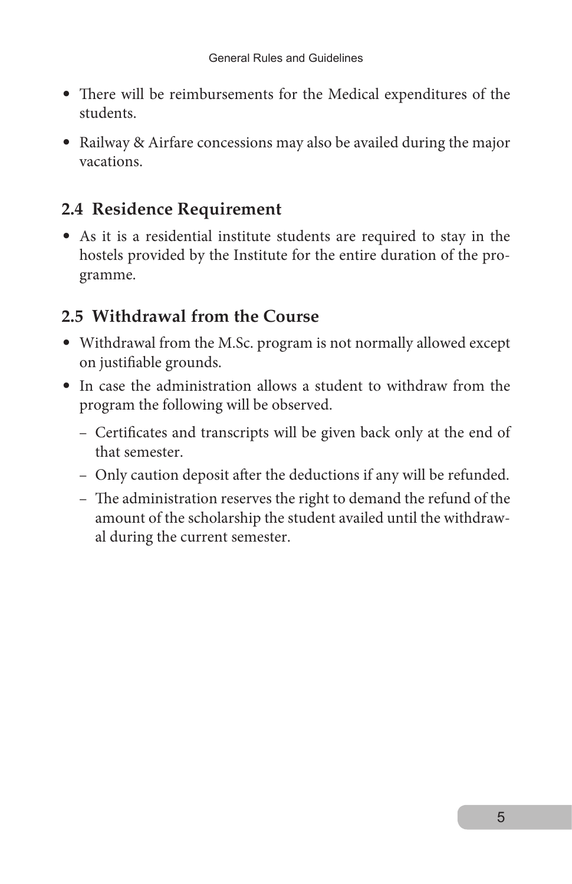- There will be reimbursements for the Medical expenditures of the students.
- Railway & Airfare concessions may also be availed during the major vacations.

## 2.4 Residence Requirement

- As it is a residential institute students are required to stay in the hostels provided by the Institute for the entire duration of the programme.

## 2.5 Withdrawal from the Course

- Withdrawal from the M.Sc. program is not normally allowed except on justifiable grounds.
- In case the administration allows a student to withdraw from the program the following will be observed.
  - Certificates and transcripts will be given back only at the end of that semester.
  - Only caution deposit after the deductions if any will be refunded.
  - The administration reserves the right to demand the refund of the amount of the scholarship the student availed until the withdrawal during the current semester.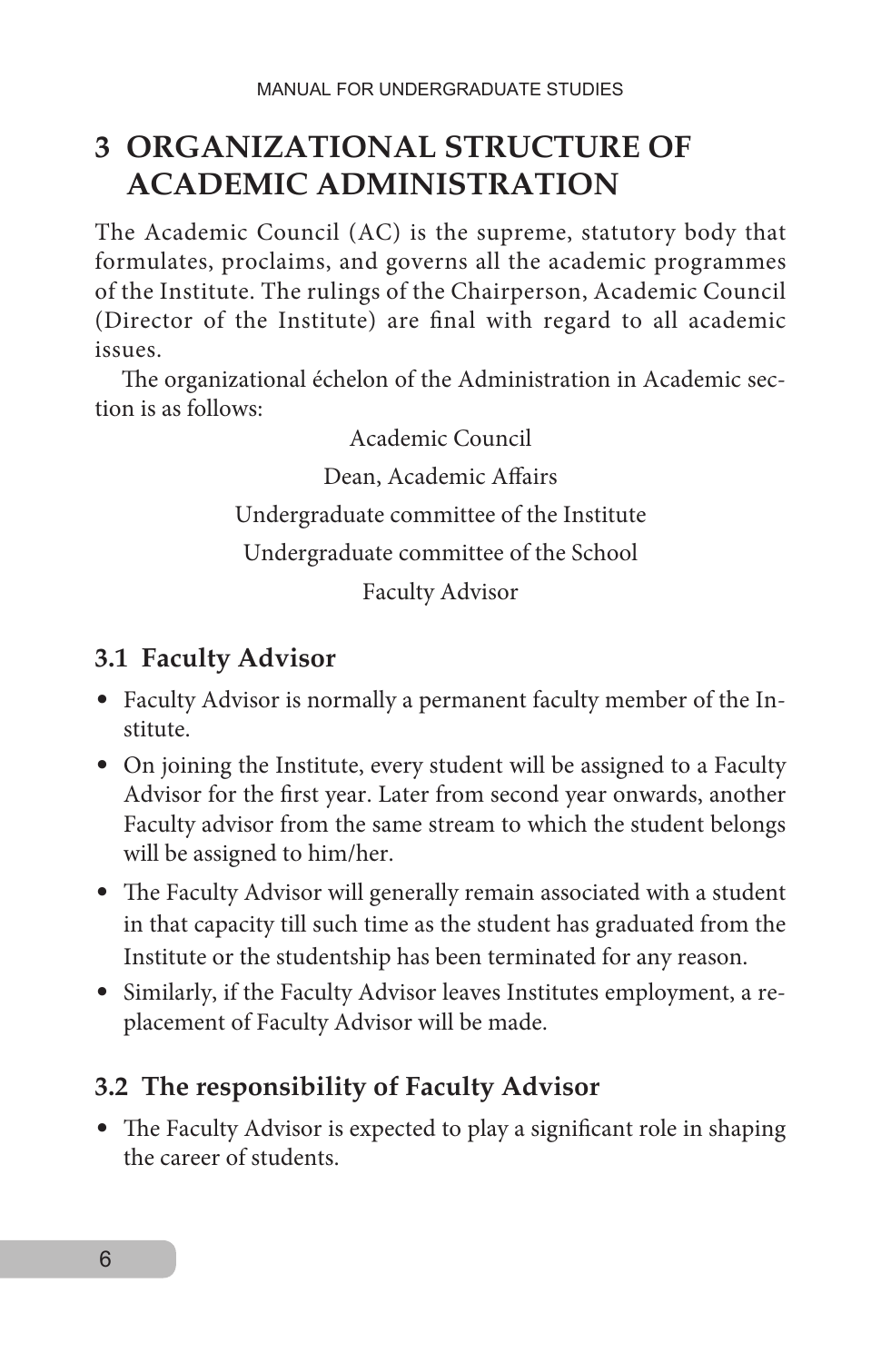# 3 ORGANIZATIONAL STRUCTURE OF ACADEMIC ADMINISTRATION

The Academic Council (AC) is the supreme, statutory body that formulates, proclaims, and governs all the academic programmes of the Institute. The rulings of the Chairperson, Academic Council (Director of the Institute) are final with regard to all academic issues.

The organizational échelon of the Administration in Academic section is as follows:

Academic Council

Dean, Academic Affairs

Undergraduate committee of the Institute

Undergraduate committee of the School

Faculty Advisor

## 3.1 Faculty Advisor

- Faculty Advisor is normally a permanent faculty member of the Institute.
- On joining the Institute, every student will be assigned to a Faculty Advisor for the first year. Later from second year onwards, another Faculty advisor from the same stream to which the student belongs will be assigned to him/her.
- The Faculty Advisor will generally remain associated with a student in that capacity till such time as the student has graduated from the Institute or the studentship has been terminated for any reason.
- Similarly, if the Faculty Advisor leaves Institutes employment, a replacement of Faculty Advisor will be made.

## 3.2 The responsibility of Faculty Advisor

- The Faculty Advisor is expected to play a significant role in shaping the career of students.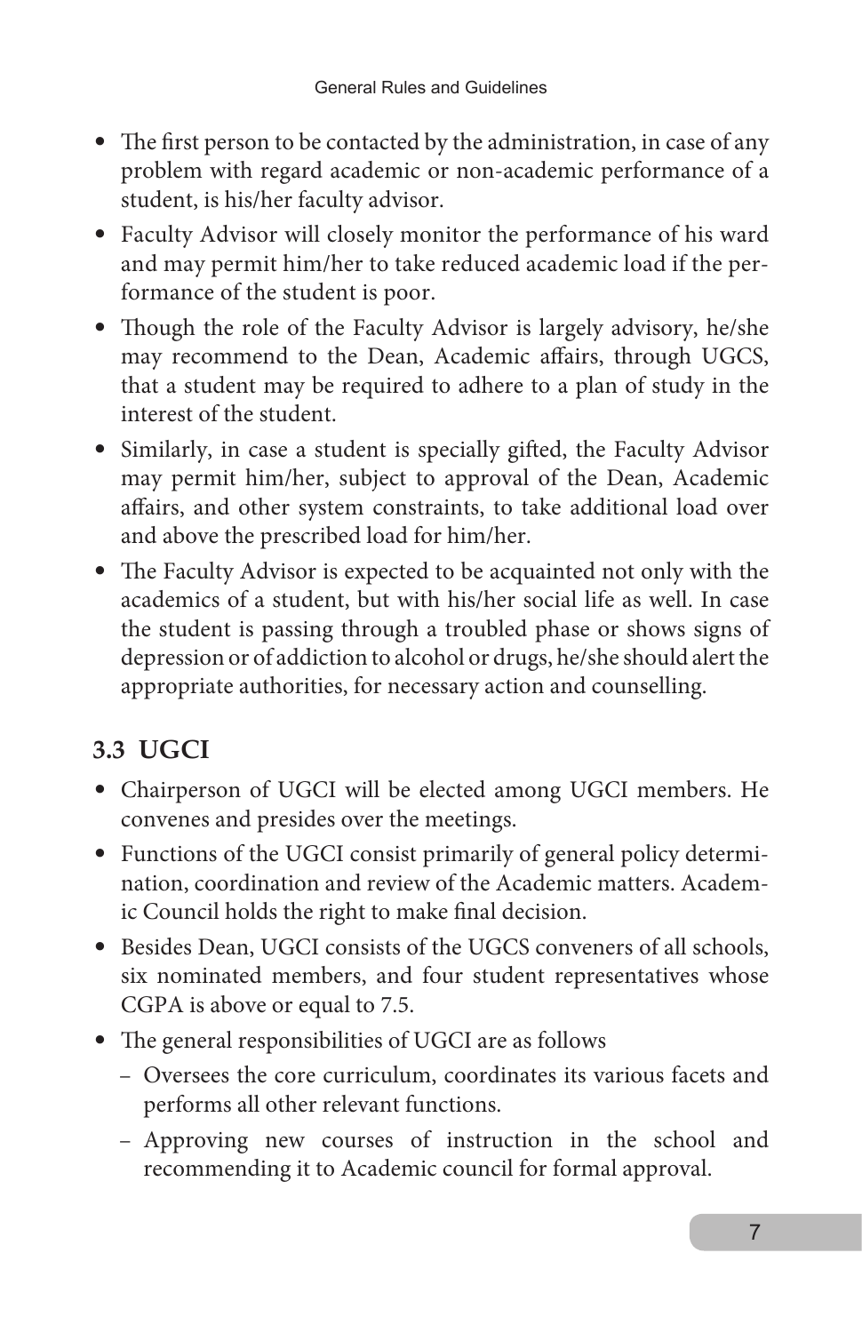- The first person to be contacted by the administration, in case of any problem with regard academic or non-academic performance of a student, is his/her faculty advisor.
- Faculty Advisor will closely monitor the performance of his ward and may permit him/her to take reduced academic load if the performance of the student is poor.
- Though the role of the Faculty Advisor is largely advisory, he/she may recommend to the Dean, Academic affairs, through UGCS, that a student may be required to adhere to a plan of study in the interest of the student.
- Similarly, in case a student is specially gifted, the Faculty Advisor may permit him/her, subject to approval of the Dean, Academic affairs, and other system constraints, to take additional load over and above the prescribed load for him/her.
- The Faculty Advisor is expected to be acquainted not only with the academics of a student, but with his/her social life as well. In case the student is passing through a troubled phase or shows signs of depression or of addiction to alcohol or drugs, he/she should alert the appropriate authorities, for necessary action and counselling.

## 3.3 UGCI

- Chairperson of UGCI will be elected among UGCI members. He convenes and presides over the meetings.
- Functions of the UGCI consist primarily of general policy determination, coordination and review of the Academic matters. Academic Council holds the right to make final decision.
- Besides Dean, UGCI consists of the UGCS conveners of all schools, six nominated members, and four student representatives whose CGPA is above or equal to 7.5.
- The general responsibilities of UGCI are as follows
  - Oversees the core curriculum, coordinates its various facets and performs all other relevant functions.
  - Approving new courses of instruction in the school and recommending it to Academic council for formal approval.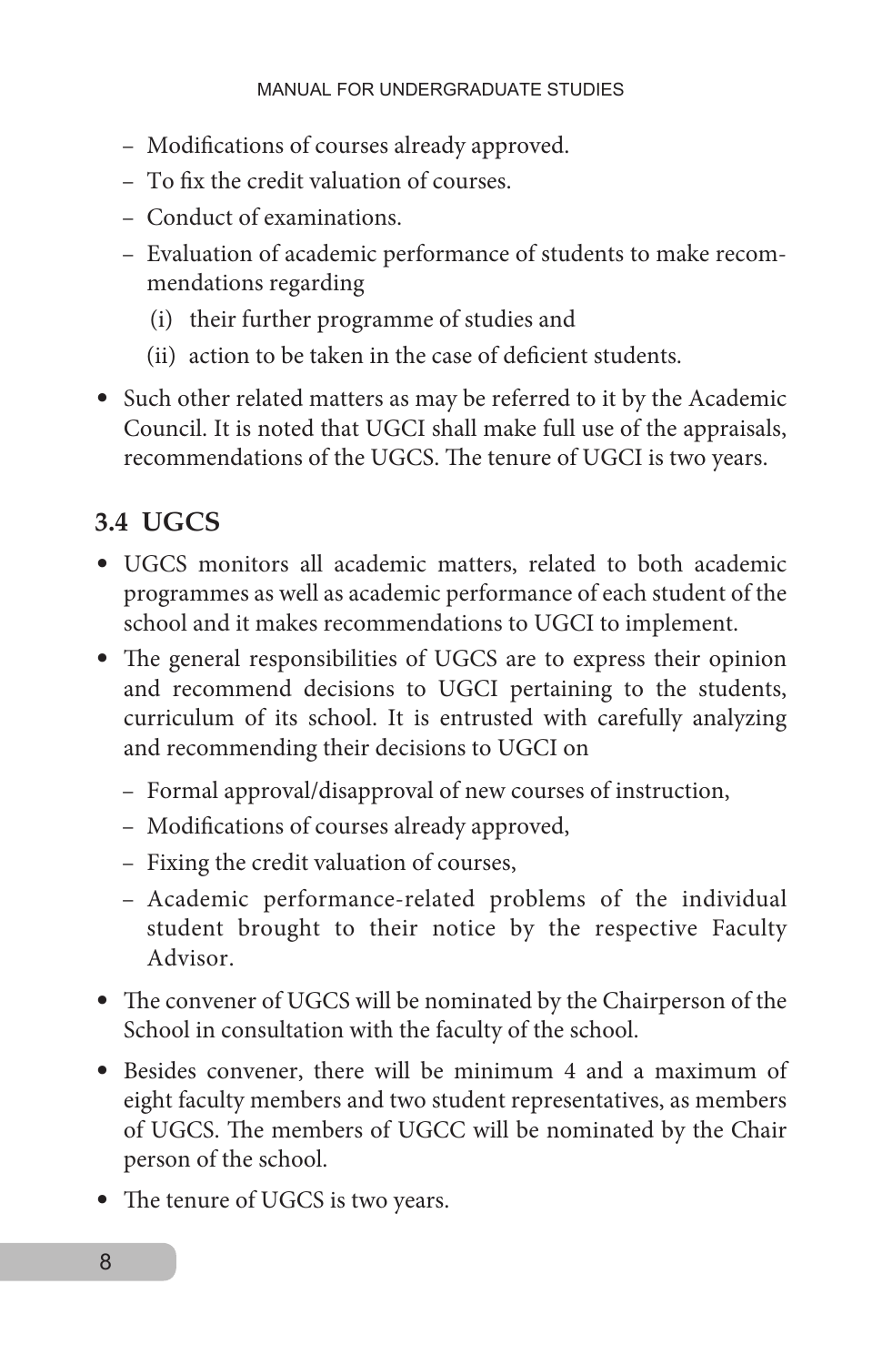- Modifications of courses already approved.
  - To fix the credit valuation of courses.
  - Conduct of examinations.
  - Evaluation of academic performance of students to make recommendations regarding
    - (i) their further programme of studies and
    - (ii) action to be taken in the case of deficient students.
- Such other related matters as may be referred to it by the Academic Council. It is noted that UGCI shall make full use of the appraisals, recommendations of the UGCS. The tenure of UGCI is two years.

## 3.4 UGCS

- UGCS monitors all academic matters, related to both academic programmes as well as academic performance of each student of the school and it makes recommendations to UGCI to implement.
- The general responsibilities of UGCS are to express their opinion and recommend decisions to UGCI pertaining to the students, curriculum of its school. It is entrusted with carefully analyzing and recommending their decisions to UGCI on
  - Formal approval/disapproval of new courses of instruction,
  - Modifications of courses already approved,
  - Fixing the credit valuation of courses,
  - Academic performance-related problems of the individual student brought to their notice by the respective Faculty Advisor.
- The convener of UGCS will be nominated by the Chairperson of the School in consultation with the faculty of the school.
- Besides convener, there will be minimum 4 and a maximum of eight faculty members and two student representatives, as members of UGCS. The members of UGCC will be nominated by the Chair person of the school.
- The tenure of UGCS is two years.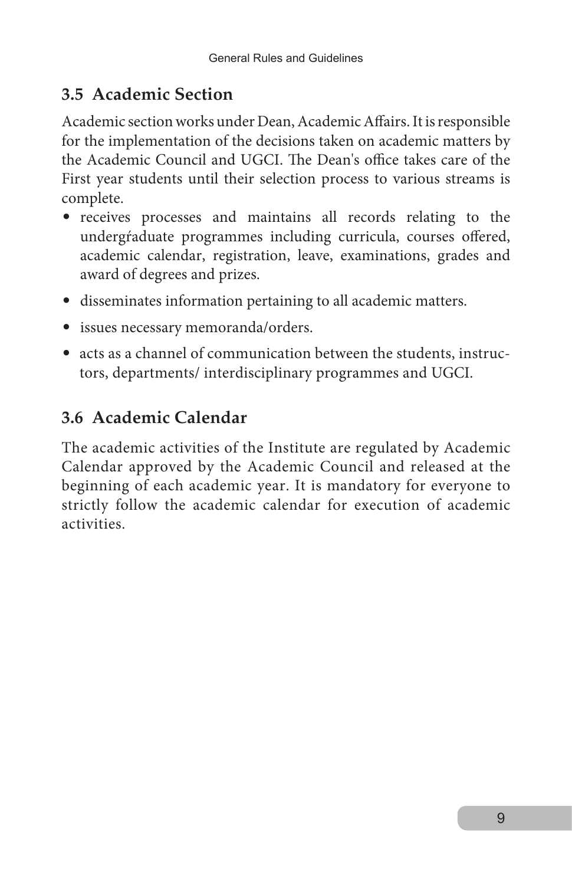## 3.5 Academic Section

Academic section works under Dean, Academic Affairs. It is responsible for the implementation of the decisions taken on academic matters by the Academic Council and UGCI. The Dean's office takes care of the First year students until their selection process to various streams is complete.

- receives processes and maintains all records relating to the undergraduate programmes including curricula, courses offered, academic calendar, registration, leave, examinations, grades and award of degrees and prizes.
- disseminates information pertaining to all academic matters.
- issues necessary memoranda/orders.
- acts as a channel of communication between the students, instructors, departments/ interdisciplinary programmes and UGCI.

## 3.6 Academic Calendar

The academic activities of the Institute are regulated by Academic Calendar approved by the Academic Council and released at the beginning of each academic year. It is mandatory for everyone to strictly follow the academic calendar for execution of academic activities.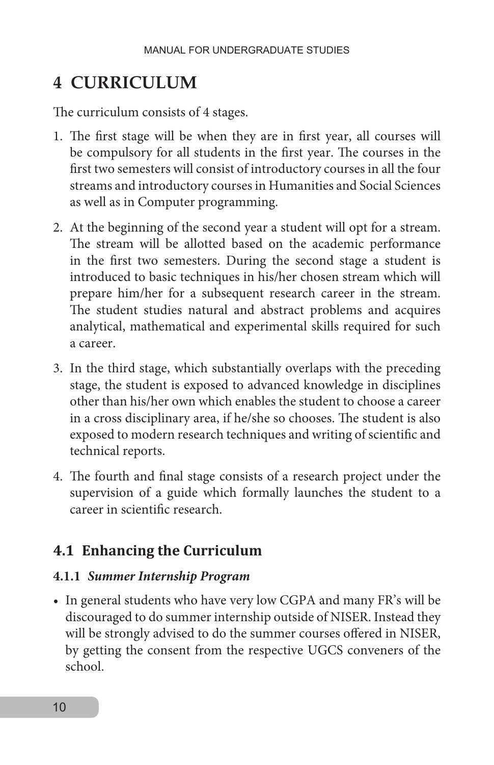# 4 CURRICULUM

The curriculum consists of 4 stages.

1. The first stage will be when they are in first year, all courses will be compulsory for all students in the first year. The courses in the first two semesters will consist of introductory courses in all the four streams and introductory courses in Humanities and Social Sciences as well as in Computer programming.

2. At the beginning of the second year a student will opt for a stream. The stream will be allotted based on the academic performance in the first two semesters. During the second stage a student is introduced to basic techniques in his/her chosen stream which will prepare him/her for a subsequent research career in the stream. The student studies natural and abstract problems and acquires analytical, mathematical and experimental skills required for such a career.

3. In the third stage, which substantially overlaps with the preceding stage, the student is exposed to advanced knowledge in disciplines other than his/her own which enables the student to choose a career in a cross disciplinary area, if he/she so chooses. The student is also exposed to modern research techniques and writing of scientific and technical reports.

4. The fourth and final stage consists of a research project under the supervision of a guide which formally launches the student to a career in scientific research.

## 4.1 Enhancing the Curriculum

### 4.1.1 *Summer Internship Program*

- In general students who have very low CGPA and many FR's will be discouraged to do summer internship outside of NISER. Instead they will be strongly advised to do the summer courses offered in NISER, by getting the consent from the respective UGCS conveners of the school.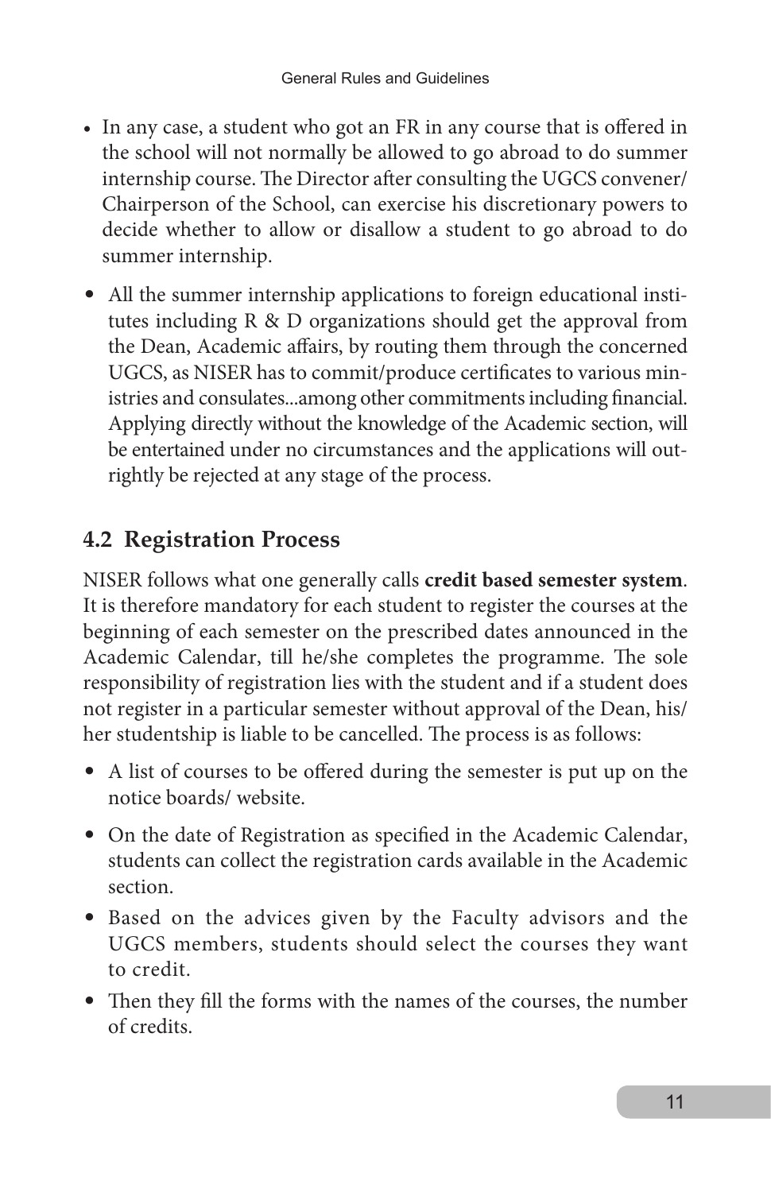- In any case, a student who got an FR in any course that is offered in the school will not normally be allowed to go abroad to do summer internship course. The Director after consulting the UGCS convener/ Chairperson of the School, can exercise his discretionary powers to decide whether to allow or disallow a student to go abroad to do summer internship.
- All the summer internship applications to foreign educational institutes including R & D organizations should get the approval from the Dean, Academic affairs, by routing them through the concerned UGCS, as NISER has to commit/produce certificates to various ministries and consulates...among other commitments including financial. Applying directly without the knowledge of the Academic section, will be entertained under no circumstances and the applications will outrightly be rejected at any stage of the process.

## 4.2 Registration Process

NISER follows what one generally calls **credit based semester system**. It is therefore mandatory for each student to register the courses at the beginning of each semester on the prescribed dates announced in the Academic Calendar, till he/she completes the programme. The sole responsibility of registration lies with the student and if a student does not register in a particular semester without approval of the Dean, his/ her studentship is liable to be cancelled. The process is as follows:

- A list of courses to be offered during the semester is put up on the notice boards/ website.
- On the date of Registration as specified in the Academic Calendar, students can collect the registration cards available in the Academic section.
- Based on the advices given by the Faculty advisors and the UGCS members, students should select the courses they want to credit.
- Then they fill the forms with the names of the courses, the number of credits.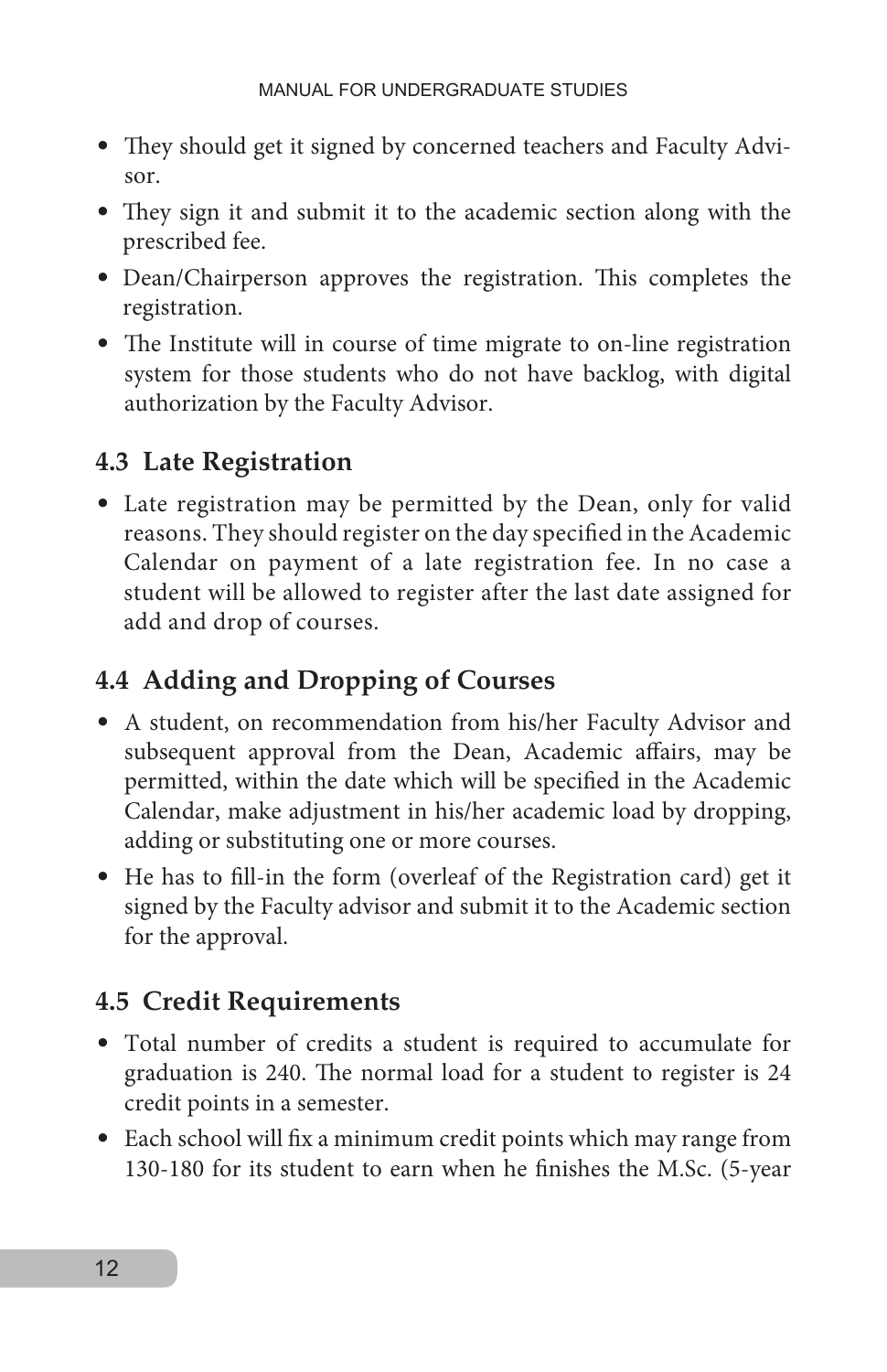- They should get it signed by concerned teachers and Faculty Advisor.
- They sign it and submit it to the academic section along with the prescribed fee.
- Dean/Chairperson approves the registration. This completes the registration.
- The Institute will in course of time migrate to on-line registration system for those students who do not have backlog, with digital authorization by the Faculty Advisor.

## 4.3 Late Registration

- Late registration may be permitted by the Dean, only for valid reasons. They should register on the day specified in the Academic Calendar on payment of a late registration fee. In no case a student will be allowed to register after the last date assigned for add and drop of courses.

## 4.4 Adding and Dropping of Courses

- A student, on recommendation from his/her Faculty Advisor and subsequent approval from the Dean, Academic affairs, may be permitted, within the date which will be specified in the Academic Calendar, make adjustment in his/her academic load by dropping, adding or substituting one or more courses.
- He has to fill-in the form (overleaf of the Registration card) get it signed by the Faculty advisor and submit it to the Academic section for the approval.

## 4.5 Credit Requirements

- Total number of credits a student is required to accumulate for graduation is 240. The normal load for a student to register is 24 credit points in a semester.
- Each school will fix a minimum credit points which may range from 130-180 for its student to earn when he finishes the M.Sc. (5-year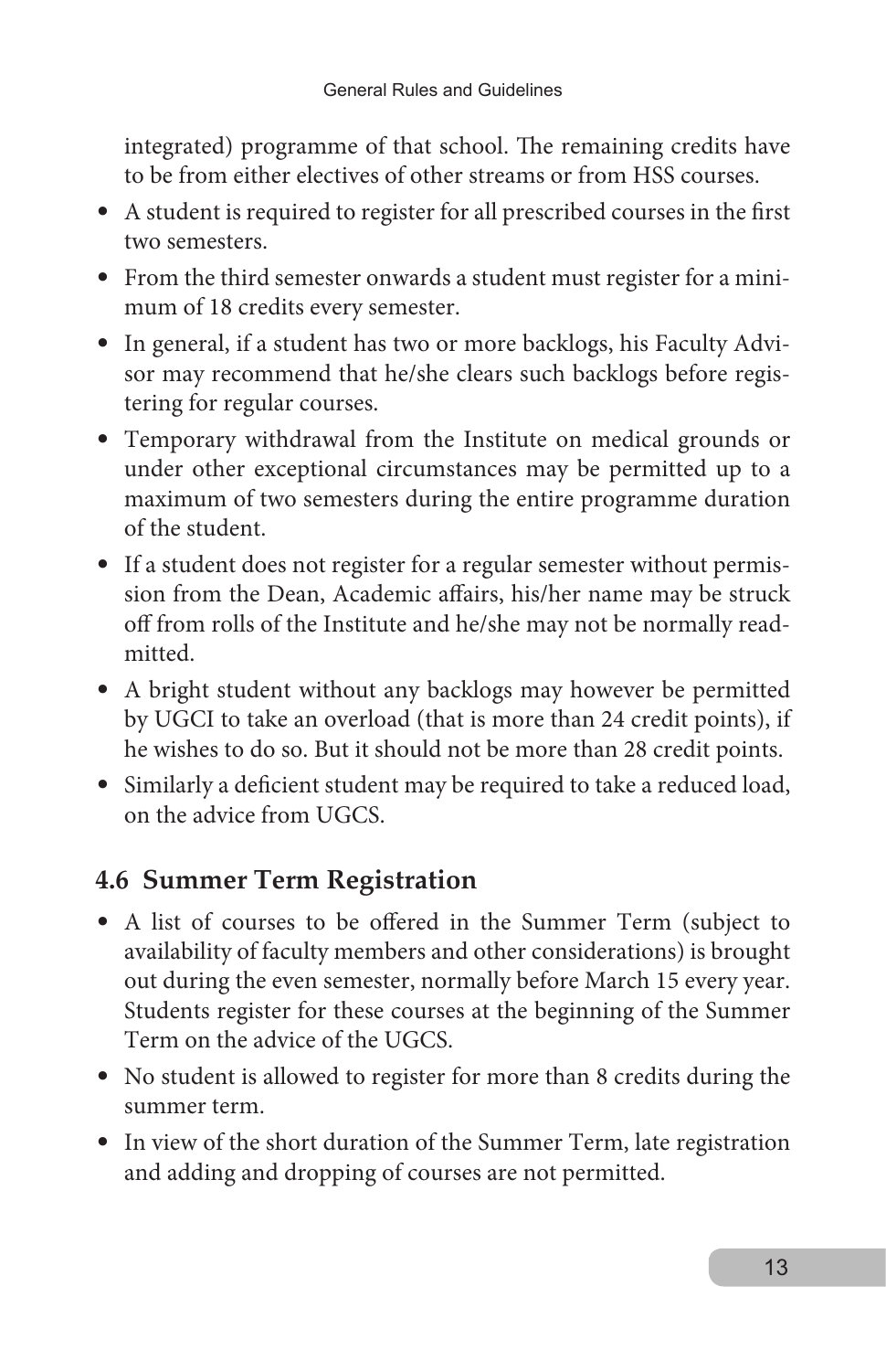integrated) programme of that school. The remaining credits have to be from either electives of other streams or from HSS courses.

- A student is required to register for all prescribed courses in the first two semesters.
- From the third semester onwards a student must register for a minimum of 18 credits every semester.
- In general, if a student has two or more backlogs, his Faculty Advisor may recommend that he/she clears such backlogs before registering for regular courses.
- Temporary withdrawal from the Institute on medical grounds or under other exceptional circumstances may be permitted up to a maximum of two semesters during the entire programme duration of the student.
- If a student does not register for a regular semester without permission from the Dean, Academic affairs, his/her name may be struck off from rolls of the Institute and he/she may not be normally readmitted.
- A bright student without any backlogs may however be permitted by UGCI to take an overload (that is more than 24 credit points), if he wishes to do so. But it should not be more than 28 credit points.
- Similarly a deficient student may be required to take a reduced load, on the advice from UGCS.

## 4.6 Summer Term Registration

- A list of courses to be offered in the Summer Term (subject to availability of faculty members and other considerations) is brought out during the even semester, normally before March 15 every year. Students register for these courses at the beginning of the Summer Term on the advice of the UGCS.
- No student is allowed to register for more than 8 credits during the summer term.
- In view of the short duration of the Summer Term, late registration and adding and dropping of courses are not permitted.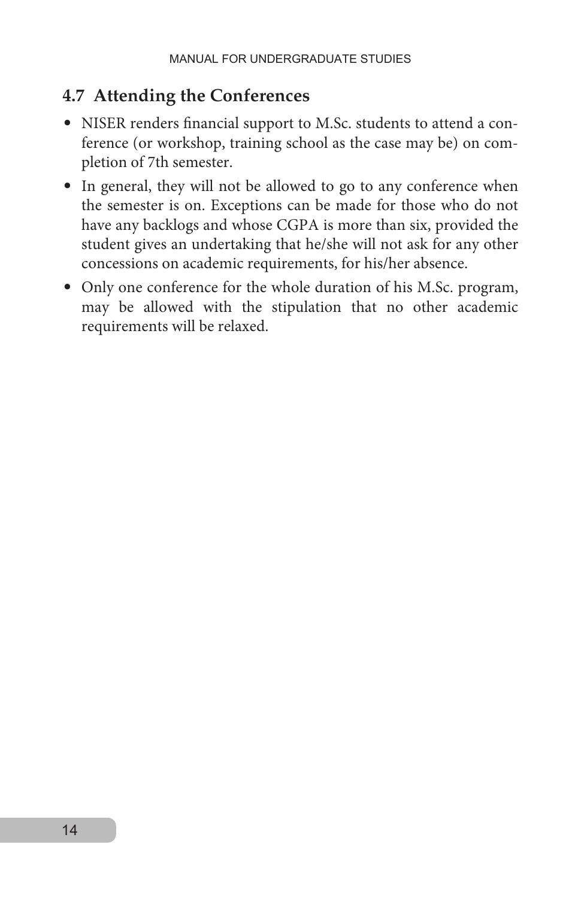## 4.7 Attending the Conferences

- NISER renders financial support to M.Sc. students to attend a conference (or workshop, training school as the case may be) on completion of 7th semester.
- In general, they will not be allowed to go to any conference when the semester is on. Exceptions can be made for those who do not have any backlogs and whose CGPA is more than six, provided the student gives an undertaking that he/she will not ask for any other concessions on academic requirements, for his/her absence.
- Only one conference for the whole duration of his M.Sc. program, may be allowed with the stipulation that no other academic requirements will be relaxed.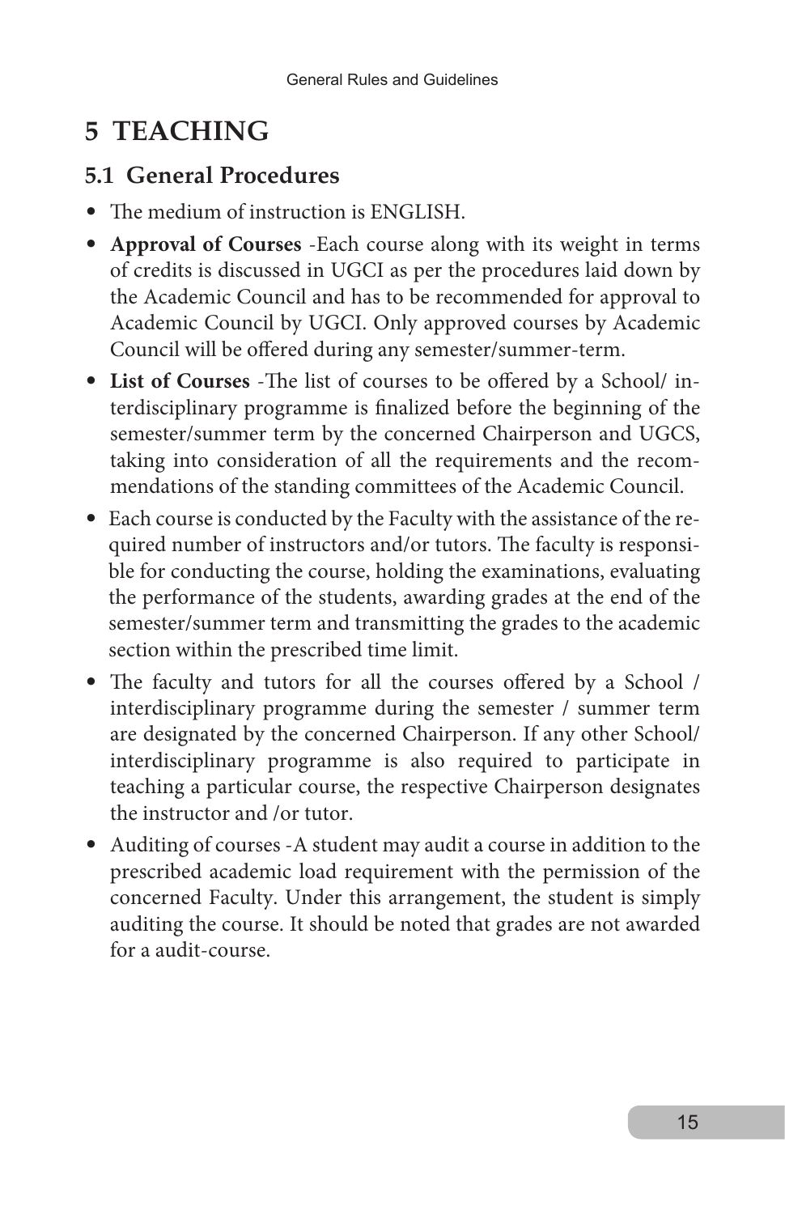# 5 TEACHING

## 5.1 General Procedures

- The medium of instruction is ENGLISH.
- **Approval of Courses** -Each course along with its weight in terms of credits is discussed in UGCI as per the procedures laid down by the Academic Council and has to be recommended for approval to Academic Council by UGCI. Only approved courses by Academic Council will be offered during any semester/summer-term.
- **List of Courses** -The list of courses to be offered by a School/ interdisciplinary programme is finalized before the beginning of the semester/summer term by the concerned Chairperson and UGCS, taking into consideration of all the requirements and the recommendations of the standing committees of the Academic Council.
- Each course is conducted by the Faculty with the assistance of the required number of instructors and/or tutors. The faculty is responsible for conducting the course, holding the examinations, evaluating the performance of the students, awarding grades at the end of the semester/summer term and transmitting the grades to the academic section within the prescribed time limit.
- The faculty and tutors for all the courses offered by a School / interdisciplinary programme during the semester / summer term are designated by the concerned Chairperson. If any other School/ interdisciplinary programme is also required to participate in teaching a particular course, the respective Chairperson designates the instructor and /or tutor.
- Auditing of courses -A student may audit a course in addition to the prescribed academic load requirement with the permission of the concerned Faculty. Under this arrangement, the student is simply auditing the course. It should be noted that grades are not awarded for a audit-course.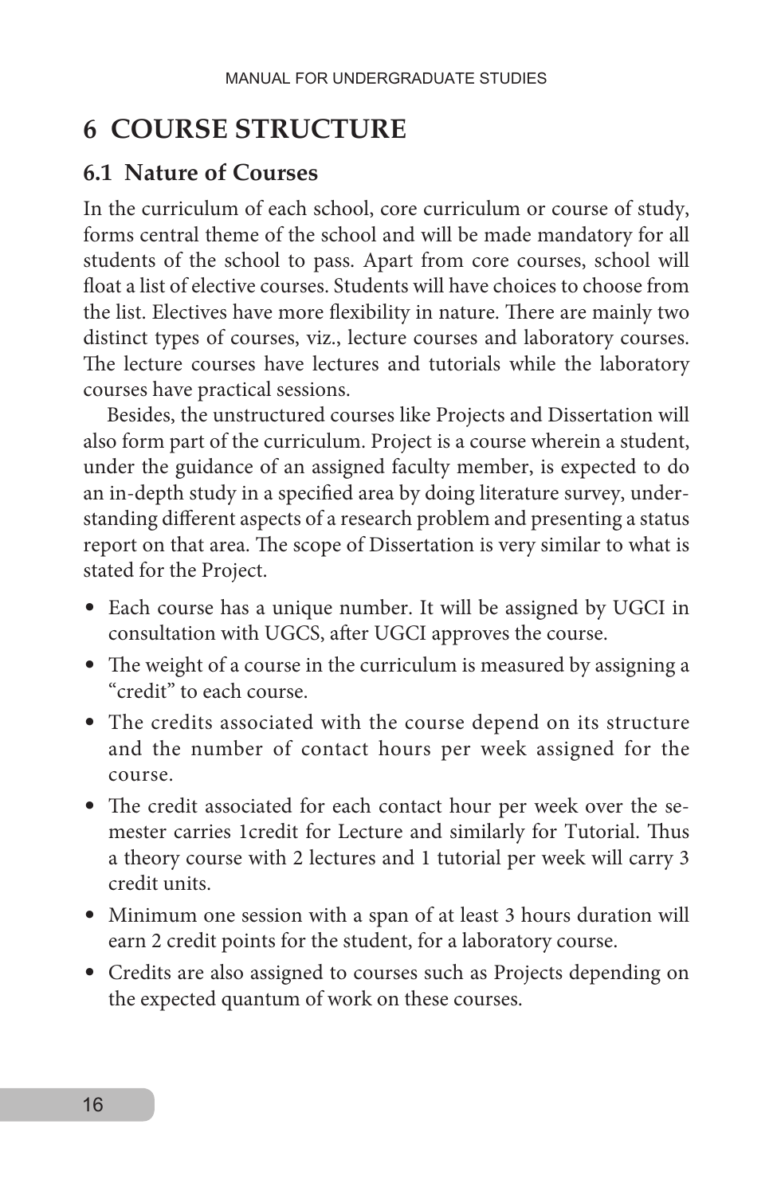# 6 COURSE STRUCTURE

## 6.1 Nature of Courses

In the curriculum of each school, core curriculum or course of study, forms central theme of the school and will be made mandatory for all students of the school to pass. Apart from core courses, school will float a list of elective courses. Students will have choices to choose from the list. Electives have more flexibility in nature. There are mainly two distinct types of courses, viz., lecture courses and laboratory courses. The lecture courses have lectures and tutorials while the laboratory courses have practical sessions.

Besides, the unstructured courses like Projects and Dissertation will also form part of the curriculum. Project is a course wherein a student, under the guidance of an assigned faculty member, is expected to do an in-depth study in a specified area by doing literature survey, understanding different aspects of a research problem and presenting a status report on that area. The scope of Dissertation is very similar to what is stated for the Project.

- Each course has a unique number. It will be assigned by UGCI in consultation with UGCS, after UGCI approves the course.
- The weight of a course in the curriculum is measured by assigning a "credit" to each course.
- The credits associated with the course depend on its structure and the number of contact hours per week assigned for the course.
- The credit associated for each contact hour per week over the semester carries 1credit for Lecture and similarly for Tutorial. Thus a theory course with 2 lectures and 1 tutorial per week will carry 3 credit units.
- Minimum one session with a span of at least 3 hours duration will earn 2 credit points for the student, for a laboratory course.
- Credits are also assigned to courses such as Projects depending on the expected quantum of work on these courses.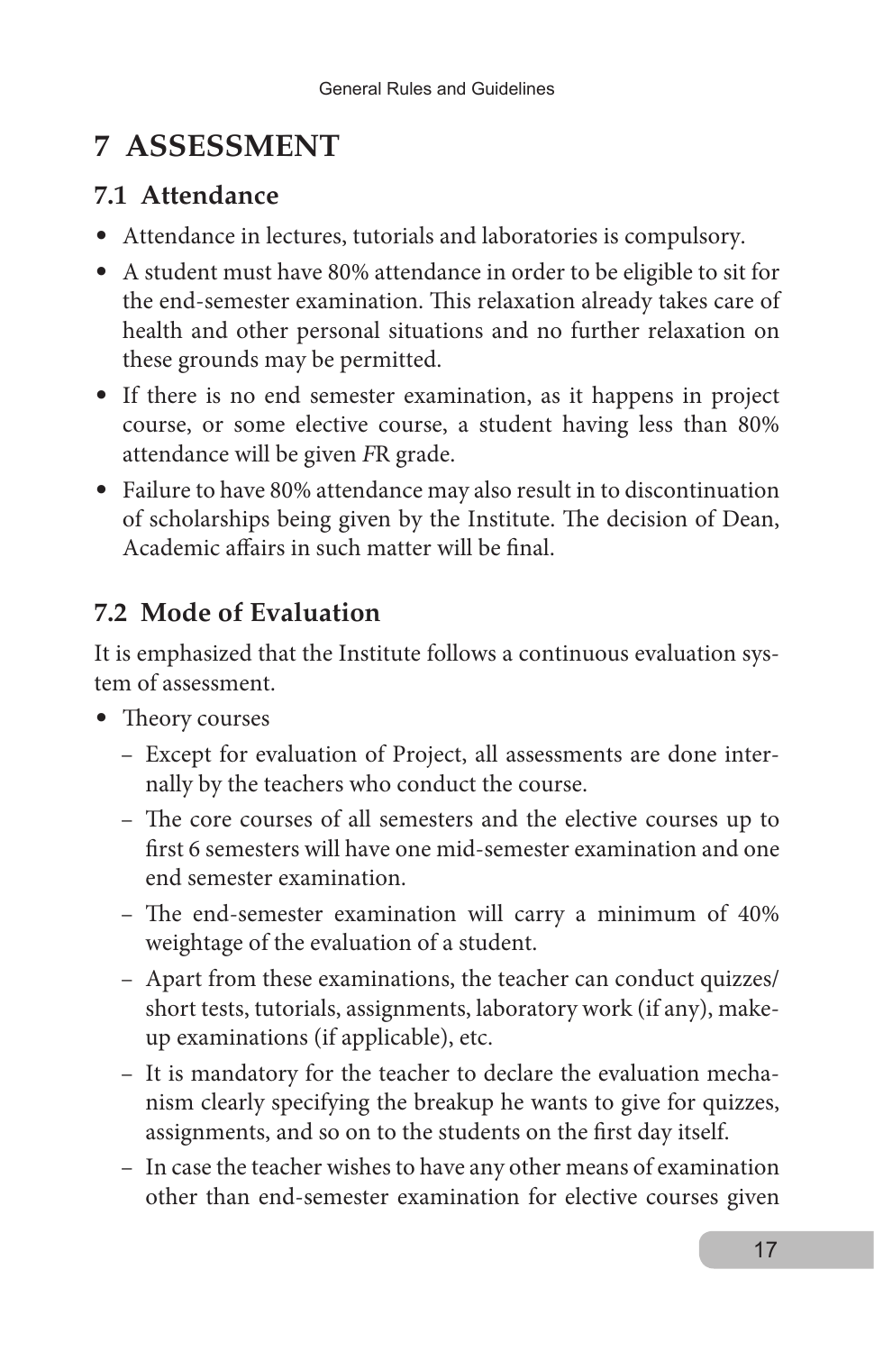# 7 ASSESSMENT

## 7.1 Attendance

- Attendance in lectures, tutorials and laboratories is compulsory.
- A student must have 80% attendance in order to be eligible to sit for the end-semester examination. This relaxation already takes care of health and other personal situations and no further relaxation on these grounds may be permitted.
- If there is no end semester examination, as it happens in project course, or some elective course, a student having less than 80% attendance will be given *F*R grade.
- Failure to have 80% attendance may also result in to discontinuation of scholarships being given by the Institute. The decision of Dean, Academic affairs in such matter will be final.

## 7.2 Mode of Evaluation

It is emphasized that the Institute follows a continuous evaluation system of assessment.

- Theory courses
  - Except for evaluation of Project, all assessments are done internally by the teachers who conduct the course.
  - The core courses of all semesters and the elective courses up to first 6 semesters will have one mid-semester examination and one end semester examination.
  - The end-semester examination will carry a minimum of 40% weightage of the evaluation of a student.
  - Apart from these examinations, the teacher can conduct quizzes/ short tests, tutorials, assignments, laboratory work (if any), make-up examinations (if applicable), etc.
  - It is mandatory for the teacher to declare the evaluation mechanism clearly specifying the breakup he wants to give for quizzes, assignments, and so on to the students on the first day itself.
  - In case the teacher wishes to have any other means of examination other than end-semester examination for elective courses given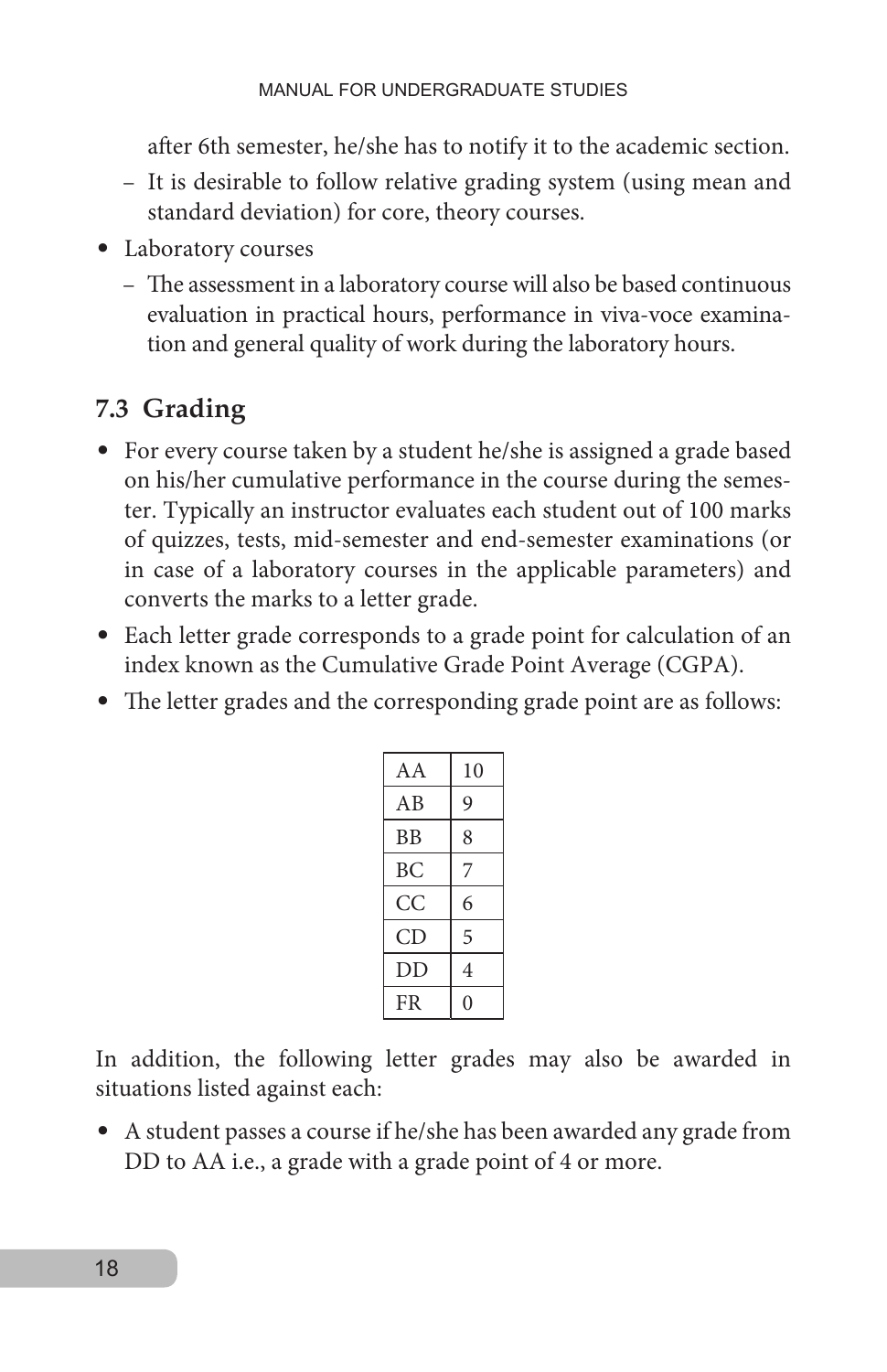after 6th semester, he/she has to notify it to the academic section.

  - It is desirable to follow relative grading system (using mean and standard deviation) for core, theory courses.

- Laboratory courses
  - The assessment in a laboratory course will also be based continuous evaluation in practical hours, performance in viva-voce examination and general quality of work during the laboratory hours.

### 7.3 Grading

- For every course taken by a student he/she is assigned a grade based on his/her cumulative performance in the course during the semester. Typically an instructor evaluates each student out of 100 marks of quizzes, tests, mid-semester and end-semester examinations (or in case of a laboratory courses in the applicable parameters) and converts the marks to a letter grade.
- Each letter grade corresponds to a grade point for calculation of an index known as the Cumulative Grade Point Average (CGPA).
- The letter grades and the corresponding grade point are as follows:

| | |
|---|---|
| AA | 10 |
| AB | 9 |
| BB | 8 |
| BC | 7 |
| CC | 6 |
| CD | 5 |
| DD | 4 |
| FR | 0 |

In addition, the following letter grades may also be awarded in situations listed against each:

- A student passes a course if he/she has been awarded any grade from DD to AA i.e., a grade with a grade point of 4 or more.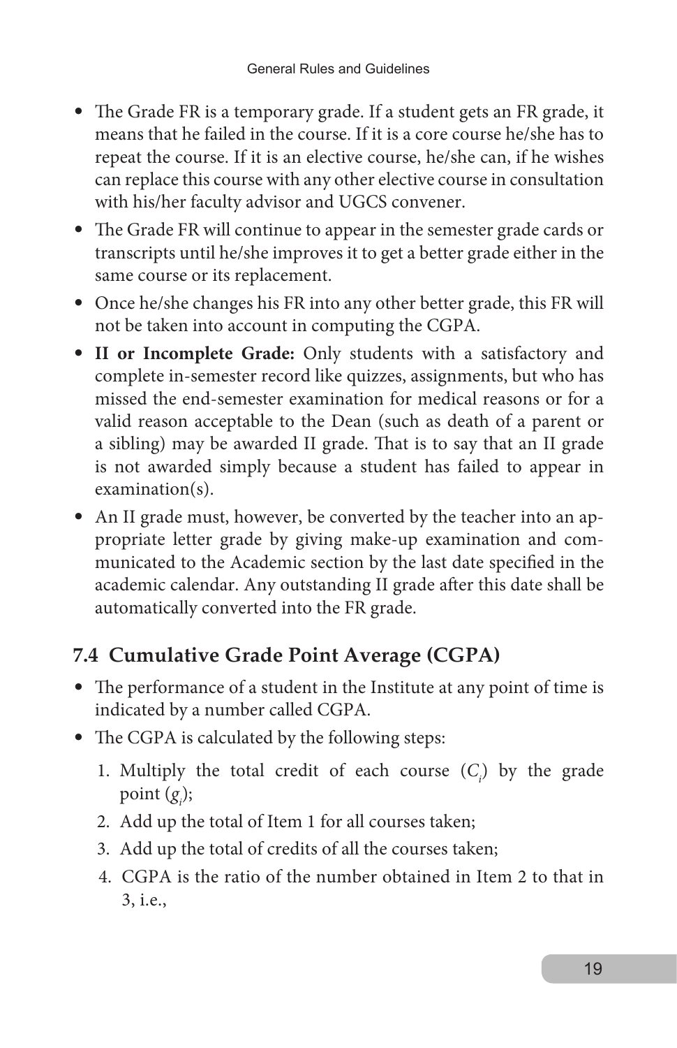- The Grade FR is a temporary grade. If a student gets an FR grade, it means that he failed in the course. If it is a core course he/she has to repeat the course. If it is an elective course, he/she can, if he wishes can replace this course with any other elective course in consultation with his/her faculty advisor and UGCS convener.
- The Grade FR will continue to appear in the semester grade cards or transcripts until he/she improves it to get a better grade either in the same course or its replacement.
- Once he/she changes his FR into any other better grade, this FR will not be taken into account in computing the CGPA.
- **II or Incomplete Grade:** Only students with a satisfactory and complete in-semester record like quizzes, assignments, but who has missed the end-semester examination for medical reasons or for a valid reason acceptable to the Dean (such as death of a parent or a sibling) may be awarded II grade. That is to say that an II grade is not awarded simply because a student has failed to appear in examination(s).
- An II grade must, however, be converted by the teacher into an appropriate letter grade by giving make-up examination and communicated to the Academic section by the last date specified in the academic calendar. Any outstanding II grade after this date shall be automatically converted into the FR grade.

## 7.4 Cumulative Grade Point Average (CGPA)

- The performance of a student in the Institute at any point of time is indicated by a number called CGPA.
- The CGPA is calculated by the following steps:
  1. Multiply the total credit of each course ($C_i$) by the grade point ($g_i$);
  2. Add up the total of Item 1 for all courses taken;
  3. Add up the total of credits of all the courses taken;
  4. CGPA is the ratio of the number obtained in Item 2 to that in 3, i.e.,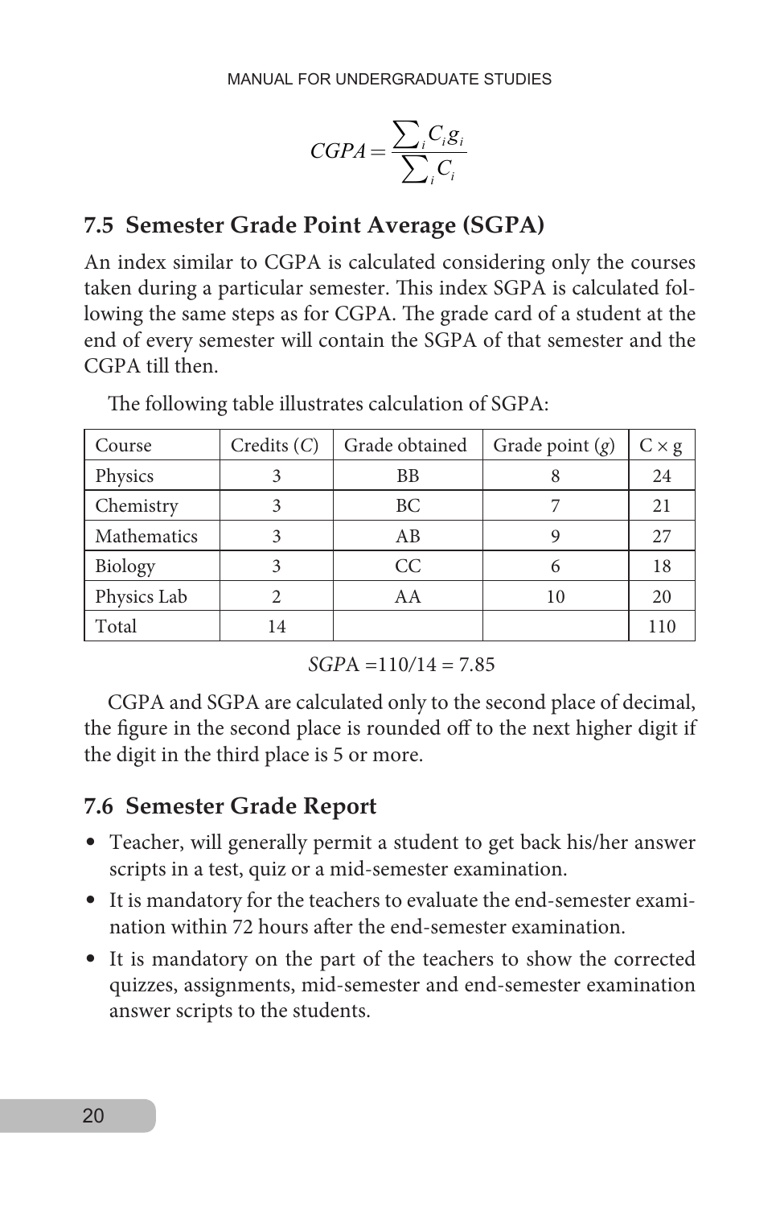$$CGPA = \frac{\sum_i C_i g_i}{\sum_i C_i}$$

## 7.5 Semester Grade Point Average (SGPA)

An index similar to CGPA is calculated considering only the courses taken during a particular semester. This index SGPA is calculated following the same steps as for CGPA. The grade card of a student at the end of every semester will contain the SGPA of that semester and the CGPA till then.

The following table illustrates calculation of SGPA:

| Course | Credits ($C$) | Grade obtained | Grade point ($g$) | $C \times g$ |
|---|---|---|---|---|
| Physics | 3 | BB | 8 | 24 |
| Chemistry | 3 | BC | 7 | 21 |
| Mathematics | 3 | AB | 9 | 27 |
| Biology | 3 | CC | 6 | 18 |
| Physics Lab | 2 | AA | 10 | 20 |
| Total | 14 | | | 110 |

$$SGPA = 110/14 = 7.85$$

CGPA and SGPA are calculated only to the second place of decimal, the figure in the second place is rounded off to the next higher digit if the digit in the third place is 5 or more.

## 7.6 Semester Grade Report

- Teacher, will generally permit a student to get back his/her answer scripts in a test, quiz or a mid-semester examination.
- It is mandatory for the teachers to evaluate the end-semester examination within 72 hours after the end-semester examination.
- It is mandatory on the part of the teachers to show the corrected quizzes, assignments, mid-semester and end-semester examination answer scripts to the students.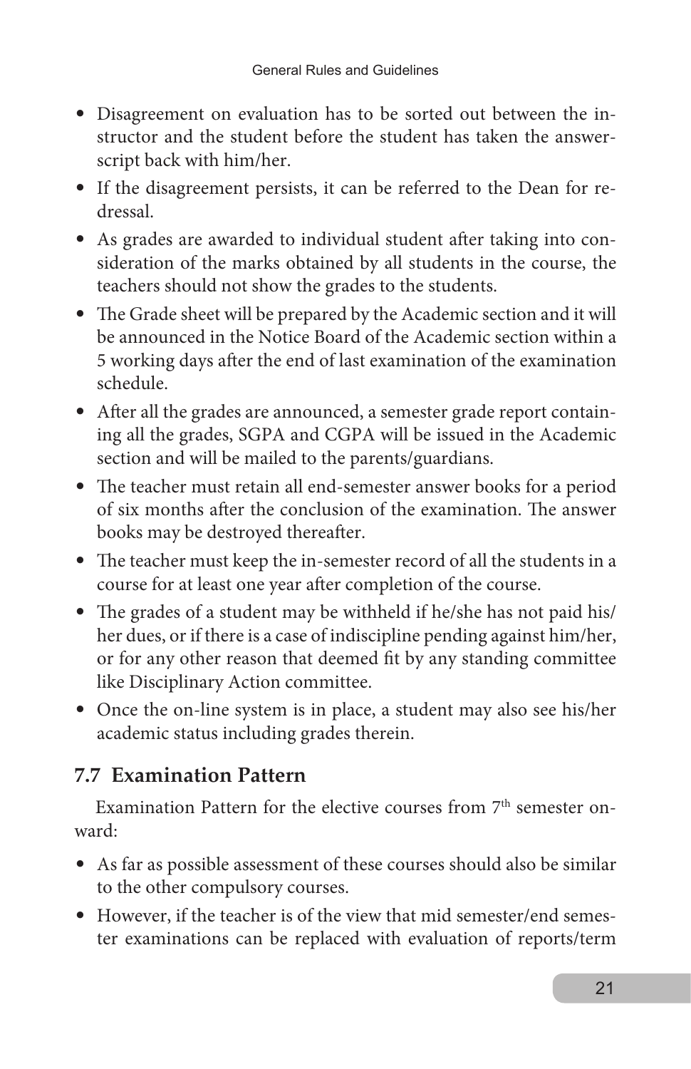- Disagreement on evaluation has to be sorted out between the instructor and the student before the student has taken the answer-script back with him/her.
- If the disagreement persists, it can be referred to the Dean for redressal.
- As grades are awarded to individual student after taking into consideration of the marks obtained by all students in the course, the teachers should not show the grades to the students.
- The Grade sheet will be prepared by the Academic section and it will be announced in the Notice Board of the Academic section within a 5 working days after the end of last examination of the examination schedule.
- After all the grades are announced, a semester grade report containing all the grades, SGPA and CGPA will be issued in the Academic section and will be mailed to the parents/guardians.
- The teacher must retain all end-semester answer books for a period of six months after the conclusion of the examination. The answer books may be destroyed thereafter.
- The teacher must keep the in-semester record of all the students in a course for at least one year after completion of the course.
- The grades of a student may be withheld if he/she has not paid his/her dues, or if there is a case of indiscipline pending against him/her, or for any other reason that deemed fit by any standing committee like Disciplinary Action committee.
- Once the on-line system is in place, a student may also see his/her academic status including grades therein.

## 7.7 Examination Pattern

Examination Pattern for the elective courses from 7th semester onward:

- As far as possible assessment of these courses should also be similar to the other compulsory courses.
- However, if the teacher is of the view that mid semester/end semester examinations can be replaced with evaluation of reports/term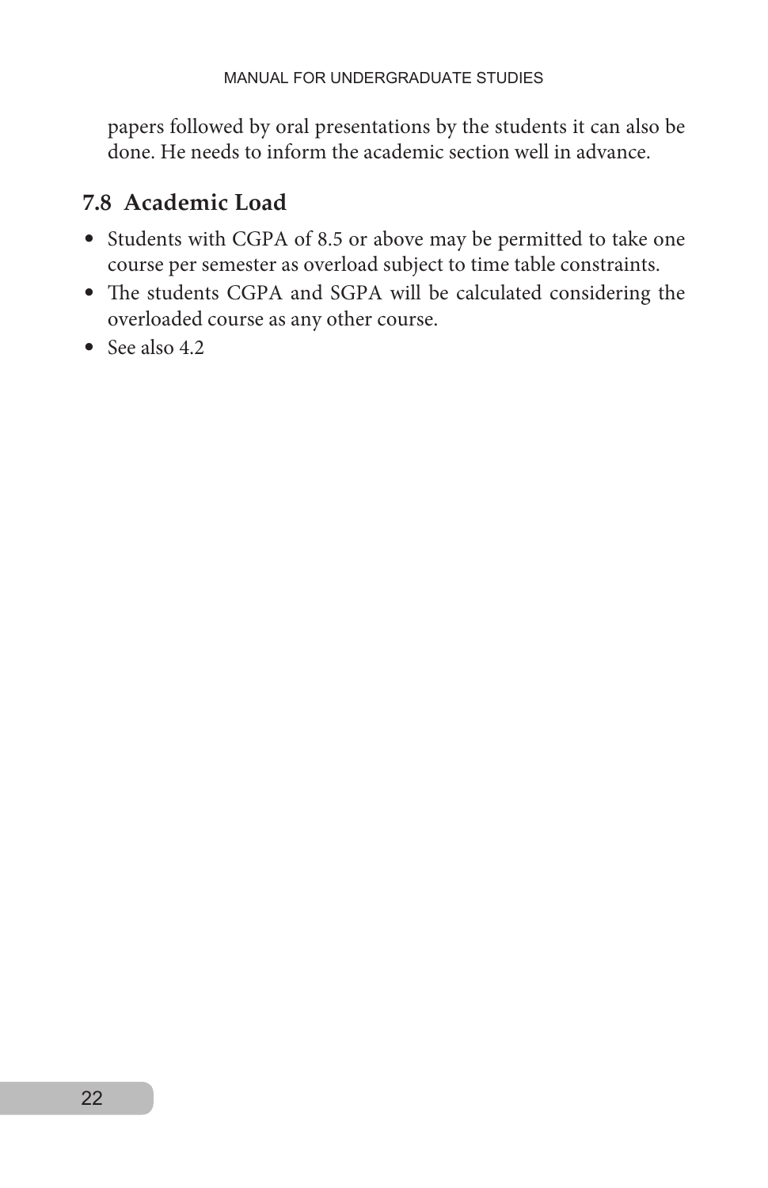papers followed by oral presentations by the students it can also be done. He needs to inform the academic section well in advance.

## 7.8 Academic Load

- Students with CGPA of 8.5 or above may be permitted to take one course per semester as overload subject to time table constraints.
- The students CGPA and SGPA will be calculated considering the overloaded course as any other course.
- See also 4.2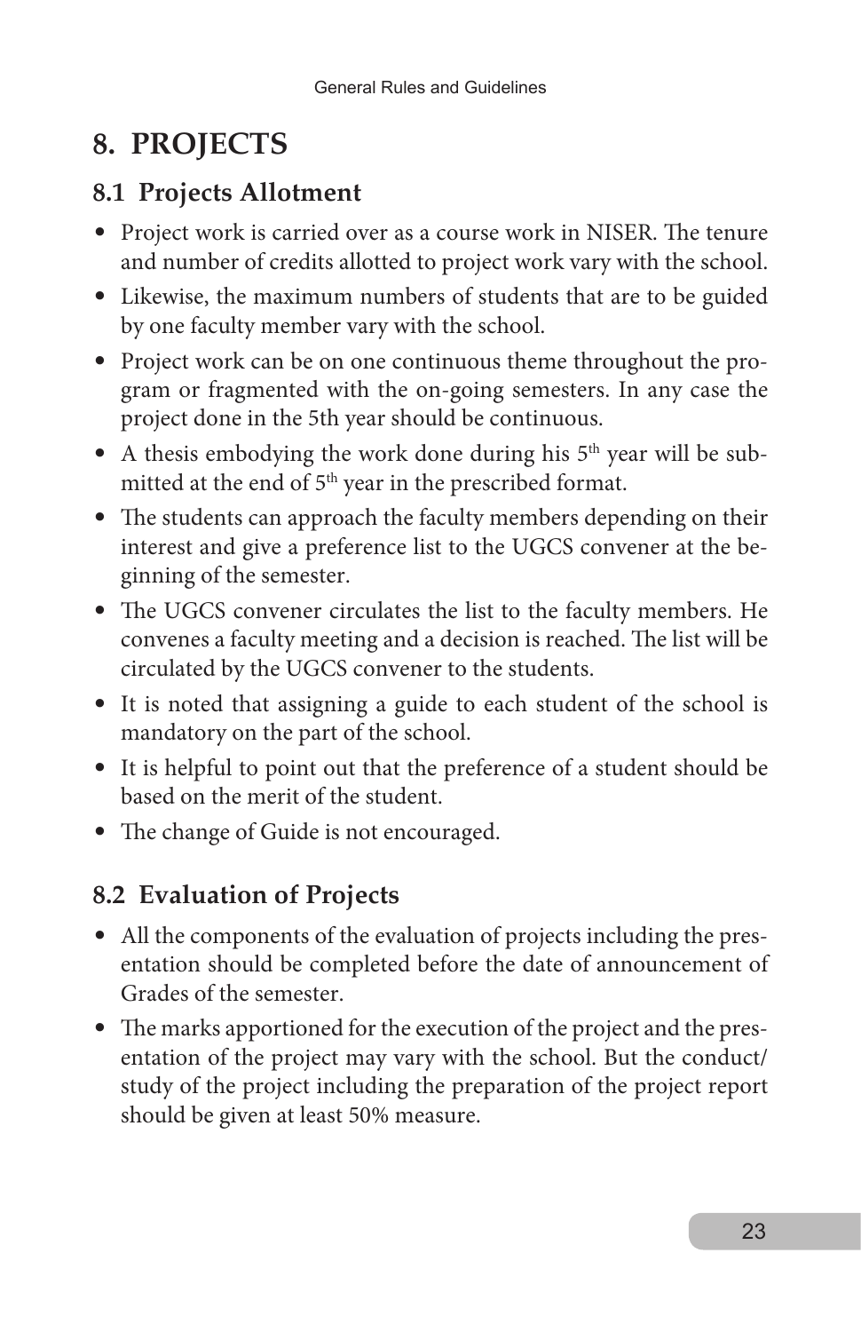# 8. PROJECTS

## 8.1 Projects Allotment

- Project work is carried over as a course work in NISER. The tenure and number of credits allotted to project work vary with the school.
- Likewise, the maximum numbers of students that are to be guided by one faculty member vary with the school.
- Project work can be on one continuous theme throughout the program or fragmented with the on-going semesters. In any case the project done in the 5th year should be continuous.
- A thesis embodying the work done during his 5$^{th}$ year will be submitted at the end of 5$^{th}$ year in the prescribed format.
- The students can approach the faculty members depending on their interest and give a preference list to the UGCS convener at the beginning of the semester.
- The UGCS convener circulates the list to the faculty members. He convenes a faculty meeting and a decision is reached. The list will be circulated by the UGCS convener to the students.
- It is noted that assigning a guide to each student of the school is mandatory on the part of the school.
- It is helpful to point out that the preference of a student should be based on the merit of the student.
- The change of Guide is not encouraged.

## 8.2 Evaluation of Projects

- All the components of the evaluation of projects including the presentation should be completed before the date of announcement of Grades of the semester.
- The marks apportioned for the execution of the project and the presentation of the project may vary with the school. But the conduct/ study of the project including the preparation of the project report should be given at least 50% measure.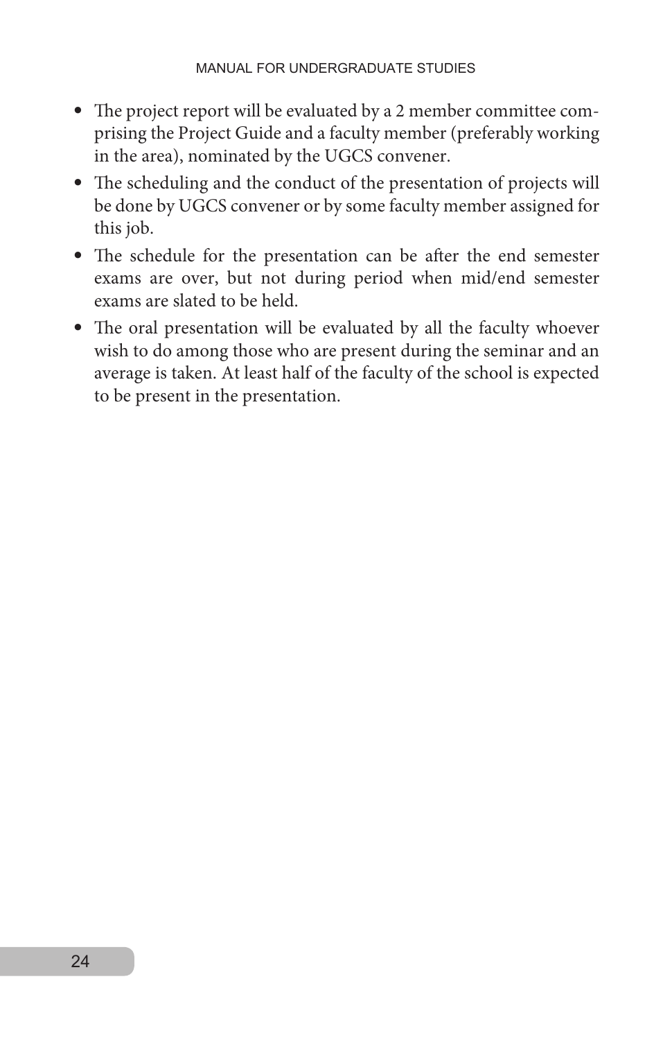- The project report will be evaluated by a 2 member committee comprising the Project Guide and a faculty member (preferably working in the area), nominated by the UGCS convener.
- The scheduling and the conduct of the presentation of projects will be done by UGCS convener or by some faculty member assigned for this job.
- The schedule for the presentation can be after the end semester exams are over, but not during period when mid/end semester exams are slated to be held.
- The oral presentation will be evaluated by all the faculty whoever wish to do among those who are present during the seminar and an average is taken. At least half of the faculty of the school is expected to be present in the presentation.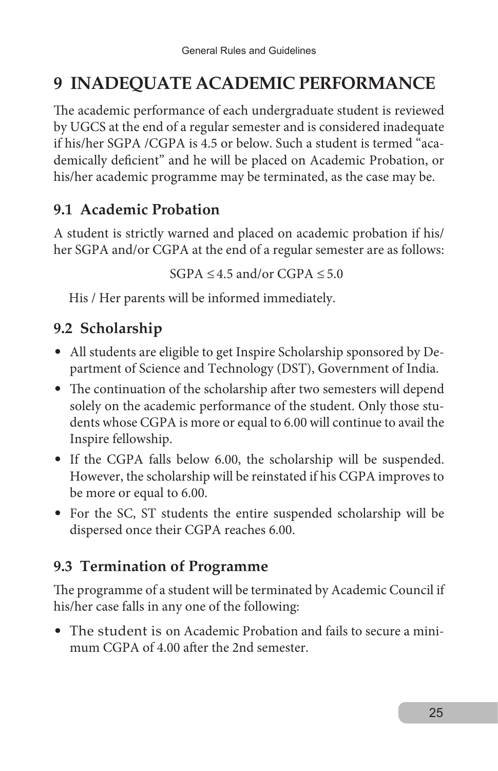# 9 INADEQUATE ACADEMIC PERFORMANCE

The academic performance of each undergraduate student is reviewed by UGCS at the end of a regular semester and is considered inadequate if his/her SGPA /CGPA is 4.5 or below. Such a student is termed "academically deficient" and he will be placed on Academic Probation, or his/her academic programme may be terminated, as the case may be.

## 9.1 Academic Probation

A student is strictly warned and placed on academic probation if his/her SGPA and/or CGPA at the end of a regular semester are as follows:

$$\text{SGPA} \leq 4.5 \text{ and/or CGPA} \leq 5.0$$

His / Her parents will be informed immediately.

## 9.2 Scholarship

- All students are eligible to get Inspire Scholarship sponsored by Department of Science and Technology (DST), Government of India.
- The continuation of the scholarship after two semesters will depend solely on the academic performance of the student. Only those students whose CGPA is more or equal to 6.00 will continue to avail the Inspire fellowship.
- If the CGPA falls below 6.00, the scholarship will be suspended. However, the scholarship will be reinstated if his CGPA improves to be more or equal to 6.00.
- For the SC, ST students the entire suspended scholarship will be dispersed once their CGPA reaches 6.00.

## 9.3 Termination of Programme

The programme of a student will be terminated by Academic Council if his/her case falls in any one of the following:

- The student is on Academic Probation and fails to secure a minimum CGPA of 4.00 after the 2nd semester.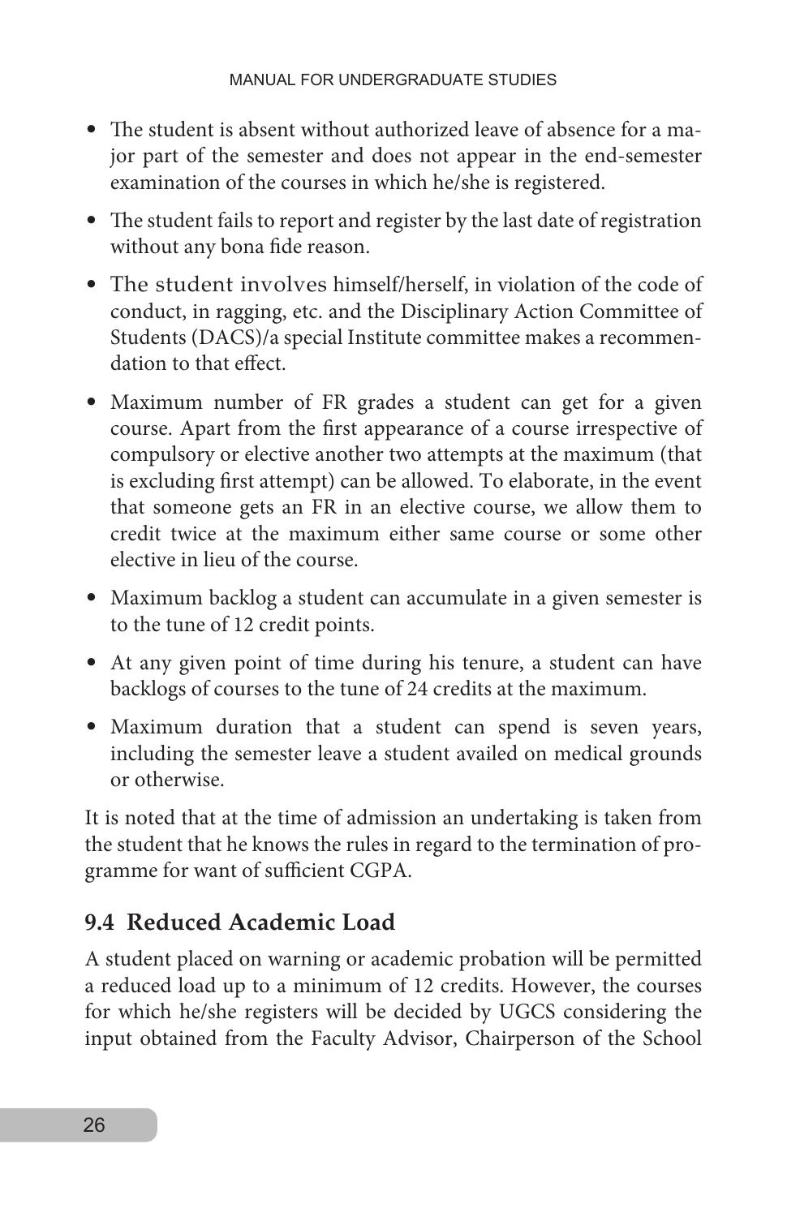- The student is absent without authorized leave of absence for a major part of the semester and does not appear in the end-semester examination of the courses in which he/she is registered.
- The student fails to report and register by the last date of registration without any bona fide reason.
- The student involves himself/herself, in violation of the code of conduct, in ragging, etc. and the Disciplinary Action Committee of Students (DACS)/a special Institute committee makes a recommendation to that effect.
- Maximum number of FR grades a student can get for a given course. Apart from the first appearance of a course irrespective of compulsory or elective another two attempts at the maximum (that is excluding first attempt) can be allowed. To elaborate, in the event that someone gets an FR in an elective course, we allow them to credit twice at the maximum either same course or some other elective in lieu of the course.
- Maximum backlog a student can accumulate in a given semester is to the tune of 12 credit points.
- At any given point of time during his tenure, a student can have backlogs of courses to the tune of 24 credits at the maximum.
- Maximum duration that a student can spend is seven years, including the semester leave a student availed on medical grounds or otherwise.

It is noted that at the time of admission an undertaking is taken from the student that he knows the rules in regard to the termination of programme for want of sufficient CGPA.

## 9.4 Reduced Academic Load

A student placed on warning or academic probation will be permitted a reduced load up to a minimum of 12 credits. However, the courses for which he/she registers will be decided by UGCS considering the input obtained from the Faculty Advisor, Chairperson of the School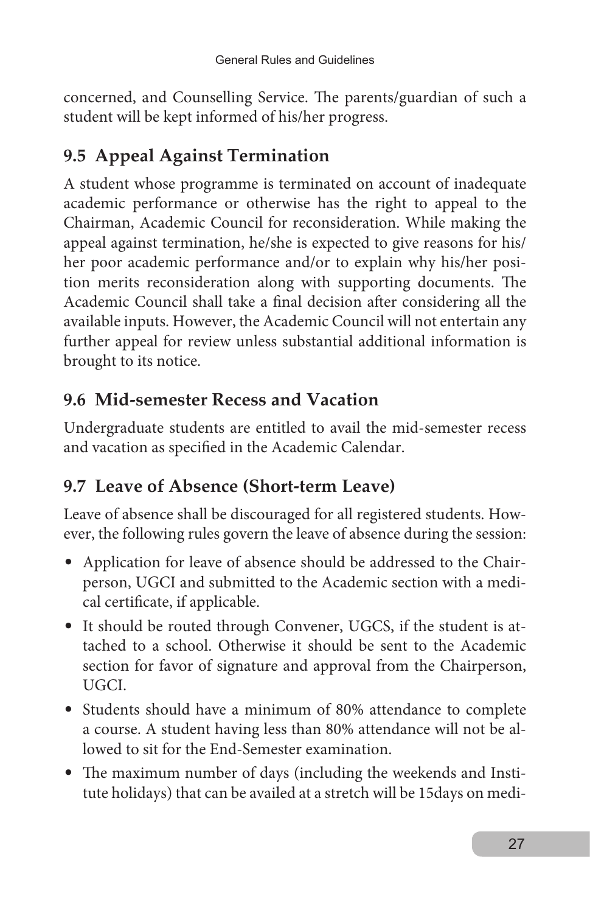concerned, and Counselling Service. The parents/guardian of such a student will be kept informed of his/her progress.

## 9.5 Appeal Against Termination

A student whose programme is terminated on account of inadequate academic performance or otherwise has the right to appeal to the Chairman, Academic Council for reconsideration. While making the appeal against termination, he/she is expected to give reasons for his/her poor academic performance and/or to explain why his/her position merits reconsideration along with supporting documents. The Academic Council shall take a final decision after considering all the available inputs. However, the Academic Council will not entertain any further appeal for review unless substantial additional information is brought to its notice.

## 9.6 Mid-semester Recess and Vacation

Undergraduate students are entitled to avail the mid-semester recess and vacation as specified in the Academic Calendar.

## 9.7 Leave of Absence (Short-term Leave)

Leave of absence shall be discouraged for all registered students. However, the following rules govern the leave of absence during the session:

- Application for leave of absence should be addressed to the Chairperson, UGCI and submitted to the Academic section with a medical certificate, if applicable.
- It should be routed through Convener, UGCS, if the student is attached to a school. Otherwise it should be sent to the Academic section for favor of signature and approval from the Chairperson, UGCI.
- Students should have a minimum of 80% attendance to complete a course. A student having less than 80% attendance will not be allowed to sit for the End-Semester examination.
- The maximum number of days (including the weekends and Institute holidays) that can be availed at a stretch will be 15days on medi-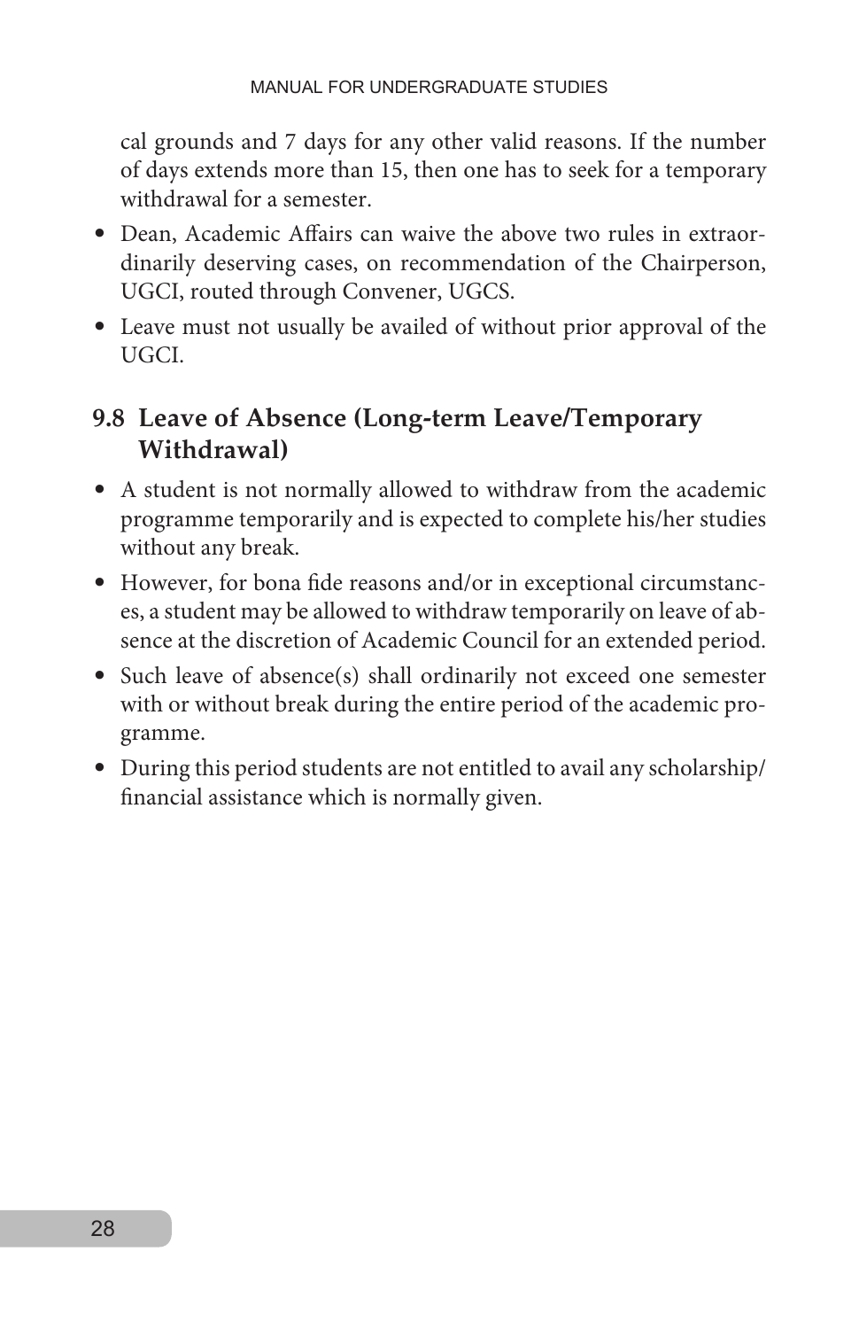cal grounds and 7 days for any other valid reasons. If the number of days extends more than 15, then one has to seek for a temporary withdrawal for a semester.

- Dean, Academic Affairs can waive the above two rules in extraordinarily deserving cases, on recommendation of the Chairperson, UGCI, routed through Convener, UGCS.
- Leave must not usually be availed of without prior approval of the UGCI.

## 9.8 Leave of Absence (Long-term Leave/Temporary Withdrawal)

- A student is not normally allowed to withdraw from the academic programme temporarily and is expected to complete his/her studies without any break.
- However, for bona fide reasons and/or in exceptional circumstances, a student may be allowed to withdraw temporarily on leave of absence at the discretion of Academic Council for an extended period.
- Such leave of absence(s) shall ordinarily not exceed one semester with or without break during the entire period of the academic programme.
- During this period students are not entitled to avail any scholarship/financial assistance which is normally given.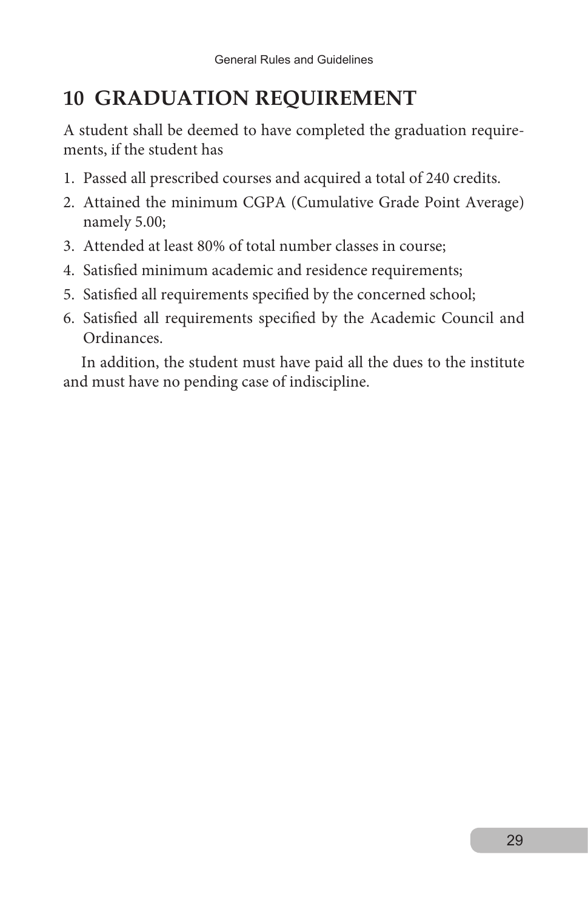## 10 GRADUATION REQUIREMENT

A student shall be deemed to have completed the graduation requirements, if the student has

1. Passed all prescribed courses and acquired a total of 240 credits.
2. Attained the minimum CGPA (Cumulative Grade Point Average) namely 5.00;
3. Attended at least 80% of total number classes in course;
4. Satisfied minimum academic and residence requirements;
5. Satisfied all requirements specified by the concerned school;
6. Satisfied all requirements specified by the Academic Council and Ordinances.

In addition, the student must have paid all the dues to the institute and must have no pending case of indiscipline.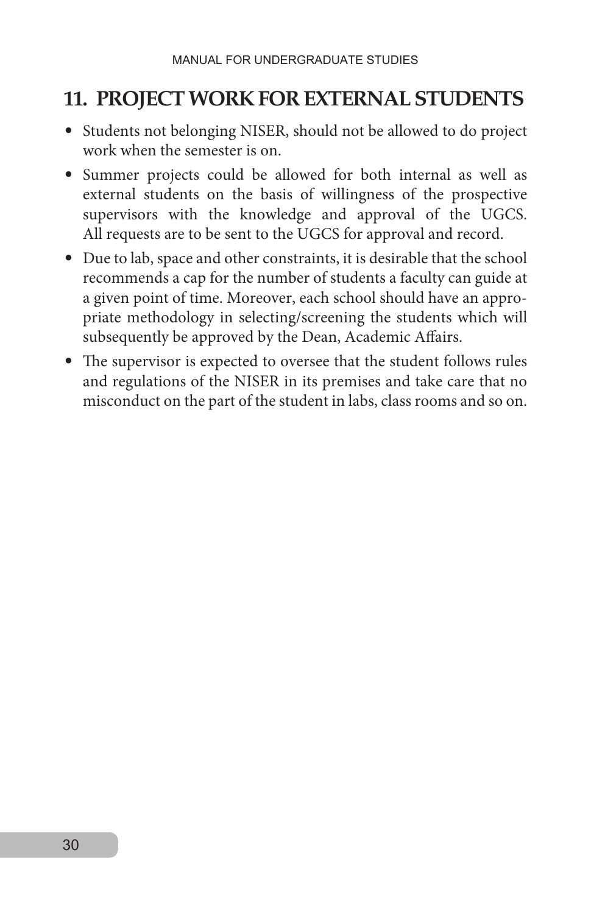## 11. PROJECT WORK FOR EXTERNAL STUDENTS

- Students not belonging NISER, should not be allowed to do project work when the semester is on.
- Summer projects could be allowed for both internal as well as external students on the basis of willingness of the prospective supervisors with the knowledge and approval of the UGCS. All requests are to be sent to the UGCS for approval and record.
- Due to lab, space and other constraints, it is desirable that the school recommends a cap for the number of students a faculty can guide at a given point of time. Moreover, each school should have an appropriate methodology in selecting/screening the students which will subsequently be approved by the Dean, Academic Affairs.
- The supervisor is expected to oversee that the student follows rules and regulations of the NISER in its premises and take care that no misconduct on the part of the student in labs, class rooms and so on.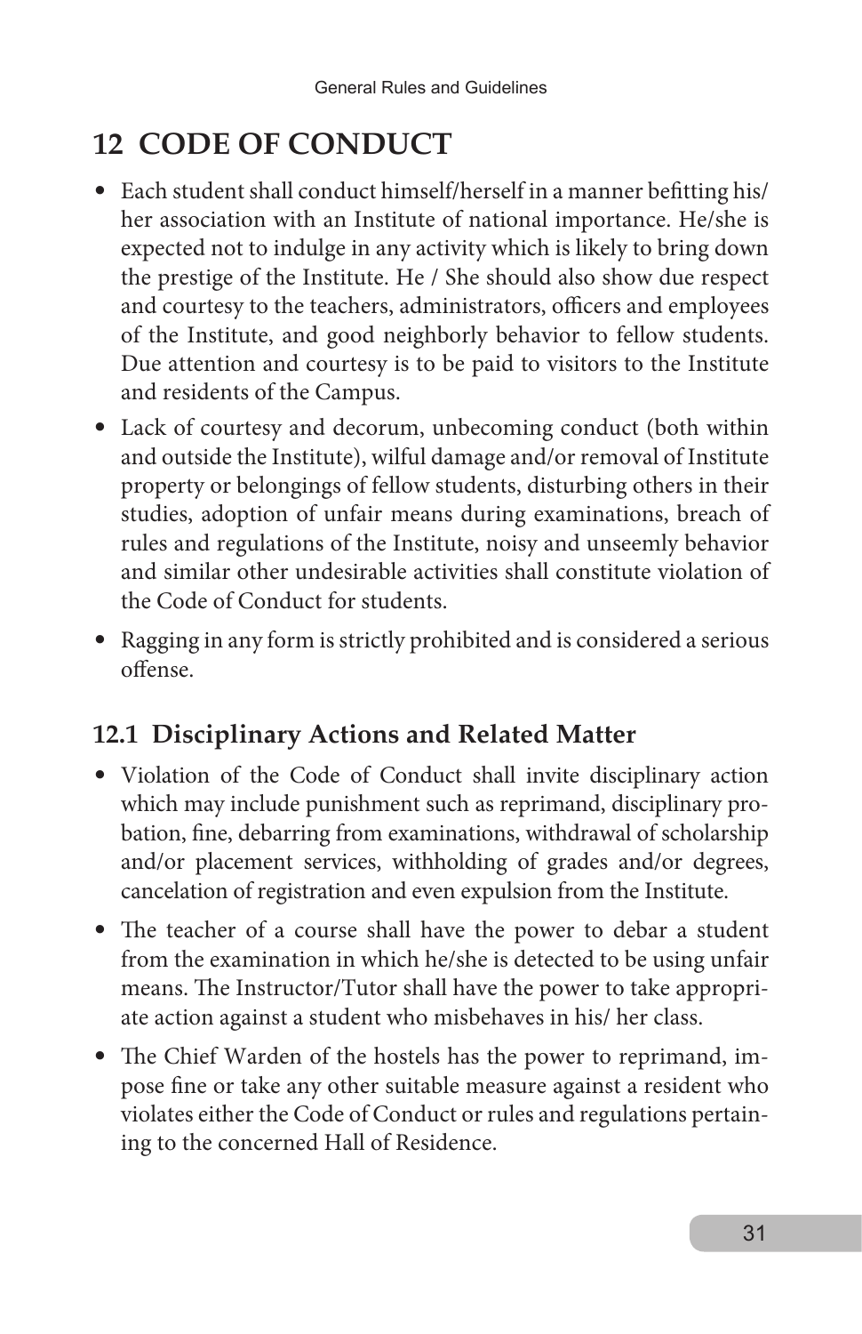# 12 CODE OF CONDUCT

- Each student shall conduct himself/herself in a manner befitting his/her association with an Institute of national importance. He/she is expected not to indulge in any activity which is likely to bring down the prestige of the Institute. He / She should also show due respect and courtesy to the teachers, administrators, officers and employees of the Institute, and good neighborly behavior to fellow students. Due attention and courtesy is to be paid to visitors to the Institute and residents of the Campus.
- Lack of courtesy and decorum, unbecoming conduct (both within and outside the Institute), wilful damage and/or removal of Institute property or belongings of fellow students, disturbing others in their studies, adoption of unfair means during examinations, breach of rules and regulations of the Institute, noisy and unseemly behavior and similar other undesirable activities shall constitute violation of the Code of Conduct for students.
- Ragging in any form is strictly prohibited and is considered a serious offense.

## 12.1 Disciplinary Actions and Related Matter

- Violation of the Code of Conduct shall invite disciplinary action which may include punishment such as reprimand, disciplinary probation, fine, debarring from examinations, withdrawal of scholarship and/or placement services, withholding of grades and/or degrees, cancelation of registration and even expulsion from the Institute.
- The teacher of a course shall have the power to debar a student from the examination in which he/she is detected to be using unfair means. The Instructor/Tutor shall have the power to take appropriate action against a student who misbehaves in his/ her class.
- The Chief Warden of the hostels has the power to reprimand, impose fine or take any other suitable measure against a resident who violates either the Code of Conduct or rules and regulations pertaining to the concerned Hall of Residence.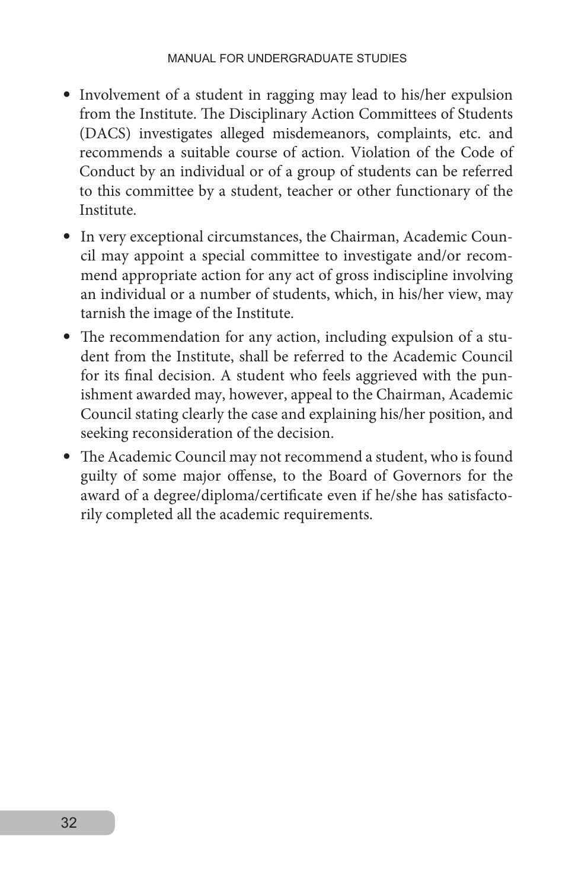- Involvement of a student in ragging may lead to his/her expulsion from the Institute. The Disciplinary Action Committees of Students (DACS) investigates alleged misdemeanors, complaints, etc. and recommends a suitable course of action. Violation of the Code of Conduct by an individual or of a group of students can be referred to this committee by a student, teacher or other functionary of the Institute.
- In very exceptional circumstances, the Chairman, Academic Council may appoint a special committee to investigate and/or recommend appropriate action for any act of gross indiscipline involving an individual or a number of students, which, in his/her view, may tarnish the image of the Institute.
- The recommendation for any action, including expulsion of a student from the Institute, shall be referred to the Academic Council for its final decision. A student who feels aggrieved with the punishment awarded may, however, appeal to the Chairman, Academic Council stating clearly the case and explaining his/her position, and seeking reconsideration of the decision.
- The Academic Council may not recommend a student, who is found guilty of some major offense, to the Board of Governors for the award of a degree/diploma/certificate even if he/she has satisfactorily completed all the academic requirements.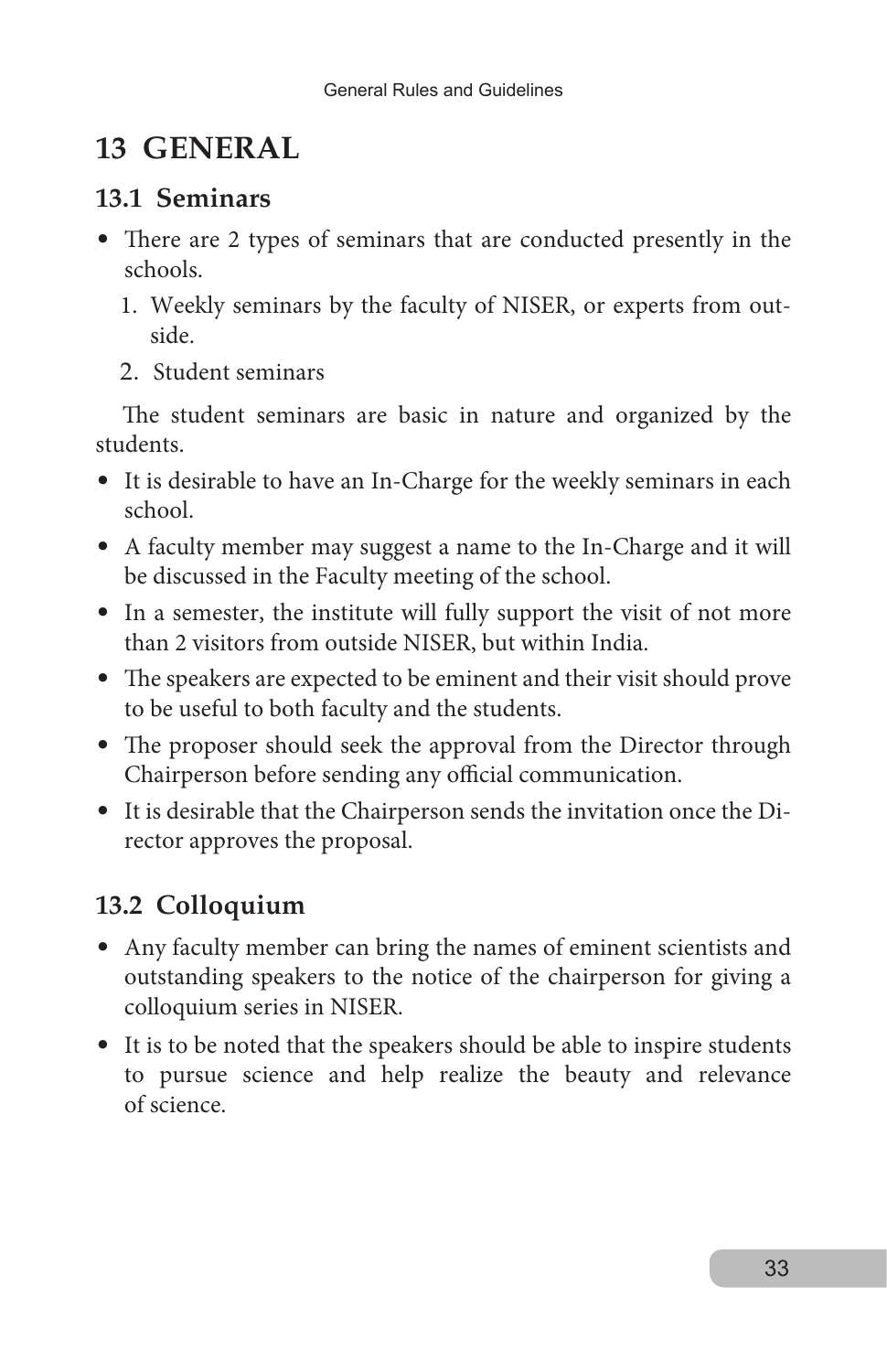# 13 GENERAL

## 13.1 Seminars

- There are 2 types of seminars that are conducted presently in the schools.
  1. Weekly seminars by the faculty of NISER, or experts from outside.
  2. Student seminars

The student seminars are basic in nature and organized by the students.

- It is desirable to have an In-Charge for the weekly seminars in each school.
- A faculty member may suggest a name to the In-Charge and it will be discussed in the Faculty meeting of the school.
- In a semester, the institute will fully support the visit of not more than 2 visitors from outside NISER, but within India.
- The speakers are expected to be eminent and their visit should prove to be useful to both faculty and the students.
- The proposer should seek the approval from the Director through Chairperson before sending any official communication.
- It is desirable that the Chairperson sends the invitation once the Director approves the proposal.

## 13.2 Colloquium

- Any faculty member can bring the names of eminent scientists and outstanding speakers to the notice of the chairperson for giving a colloquium series in NISER.
- It is to be noted that the speakers should be able to inspire students to pursue science and help realize the beauty and relevance of science.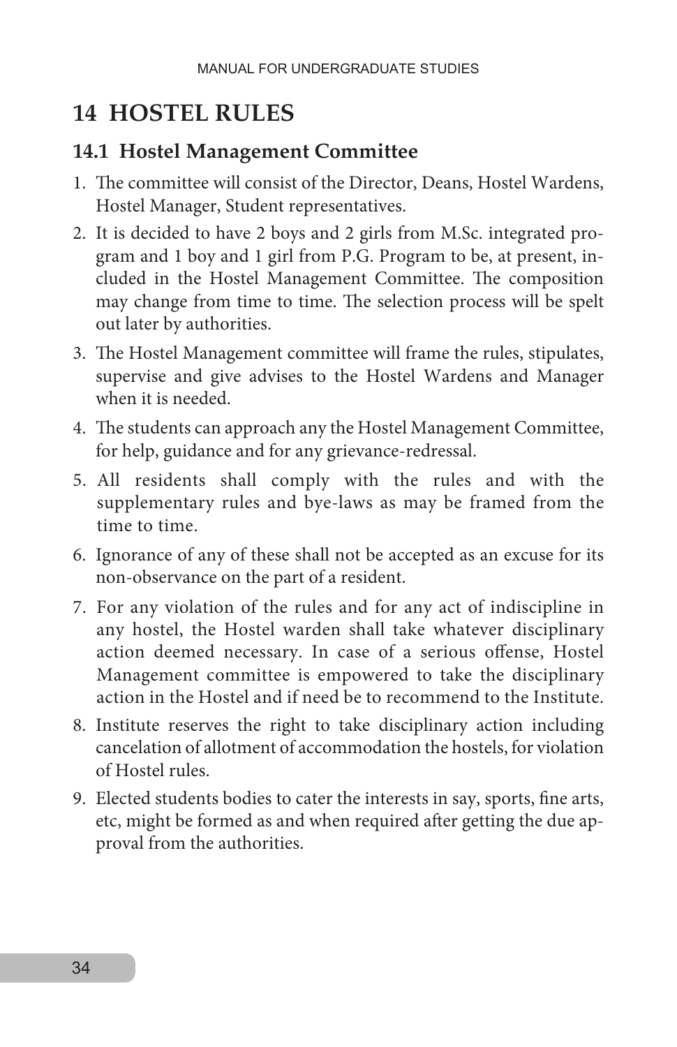# 14 HOSTEL RULES

## 14.1 Hostel Management Committee

1. The committee will consist of the Director, Deans, Hostel Wardens, Hostel Manager, Student representatives.
2. It is decided to have 2 boys and 2 girls from M.Sc. integrated program and 1 boy and 1 girl from P.G. Program to be, at present, included in the Hostel Management Committee. The composition may change from time to time. The selection process will be spelt out later by authorities.
3. The Hostel Management committee will frame the rules, stipulates, supervise and give advises to the Hostel Wardens and Manager when it is needed.
4. The students can approach any the Hostel Management Committee, for help, guidance and for any grievance-redressal.
5. All residents shall comply with the rules and with the supplementary rules and bye-laws as may be framed from the time to time.
6. Ignorance of any of these shall not be accepted as an excuse for its non-observance on the part of a resident.
7. For any violation of the rules and for any act of indiscipline in any hostel, the Hostel warden shall take whatever disciplinary action deemed necessary. In case of a serious offense, Hostel Management committee is empowered to take the disciplinary action in the Hostel and if need be to recommend to the Institute.
8. Institute reserves the right to take disciplinary action including cancelation of allotment of accommodation the hostels, for violation of Hostel rules.
9. Elected students bodies to cater the interests in say, sports, fine arts, etc, might be formed as and when required after getting the due approval from the authorities.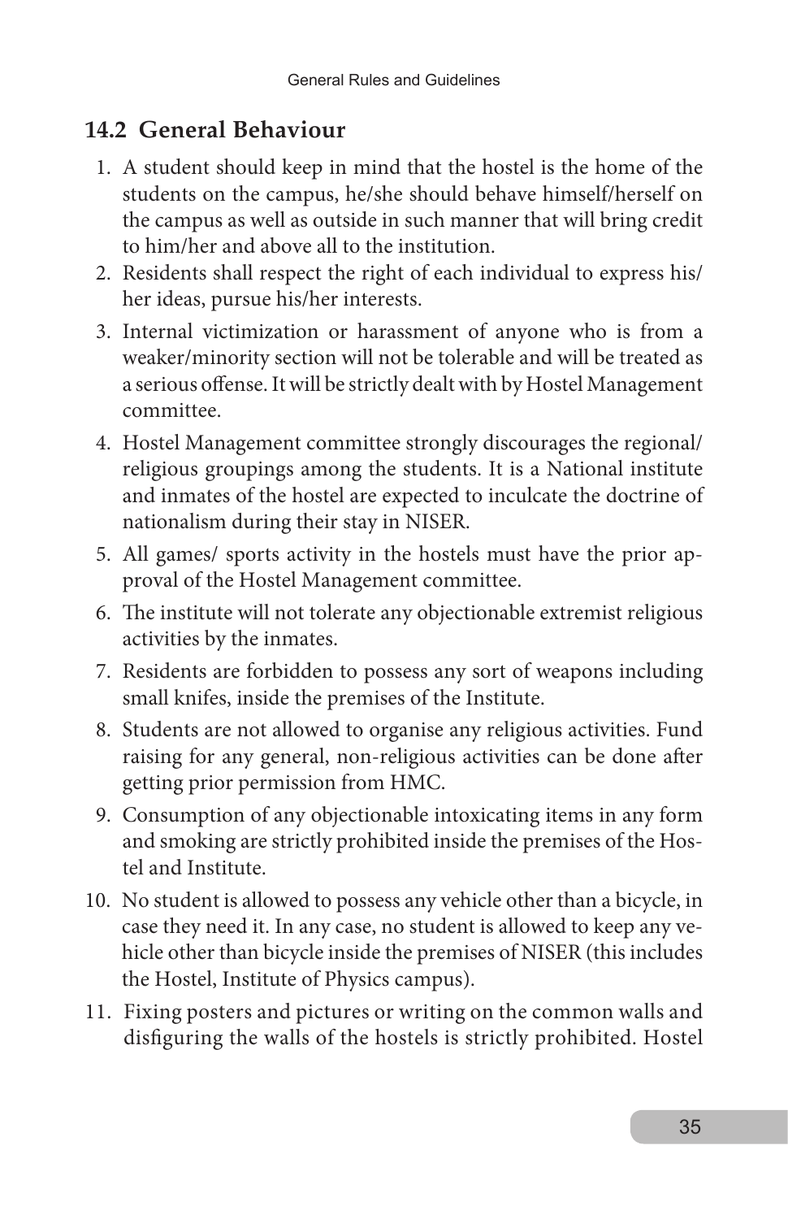## 14.2 General Behaviour

1. A student should keep in mind that the hostel is the home of the students on the campus, he/she should behave himself/herself on the campus as well as outside in such manner that will bring credit to him/her and above all to the institution.
2. Residents shall respect the right of each individual to express his/ her ideas, pursue his/her interests.
3. Internal victimization or harassment of anyone who is from a weaker/minority section will not be tolerable and will be treated as a serious offense. It will be strictly dealt with by Hostel Management committee.
4. Hostel Management committee strongly discourages the regional/ religious groupings among the students. It is a National institute and inmates of the hostel are expected to inculcate the doctrine of nationalism during their stay in NISER.
5. All games/ sports activity in the hostels must have the prior approval of the Hostel Management committee.
6. The institute will not tolerate any objectionable extremist religious activities by the inmates.
7. Residents are forbidden to possess any sort of weapons including small knifes, inside the premises of the Institute.
8. Students are not allowed to organise any religious activities. Fund raising for any general, non-religious activities can be done after getting prior permission from HMC.
9. Consumption of any objectionable intoxicating items in any form and smoking are strictly prohibited inside the premises of the Hostel and Institute.
10. No student is allowed to possess any vehicle other than a bicycle, in case they need it. In any case, no student is allowed to keep any vehicle other than bicycle inside the premises of NISER (this includes the Hostel, Institute of Physics campus).
11. Fixing posters and pictures or writing on the common walls and disfiguring the walls of the hostels is strictly prohibited. Hostel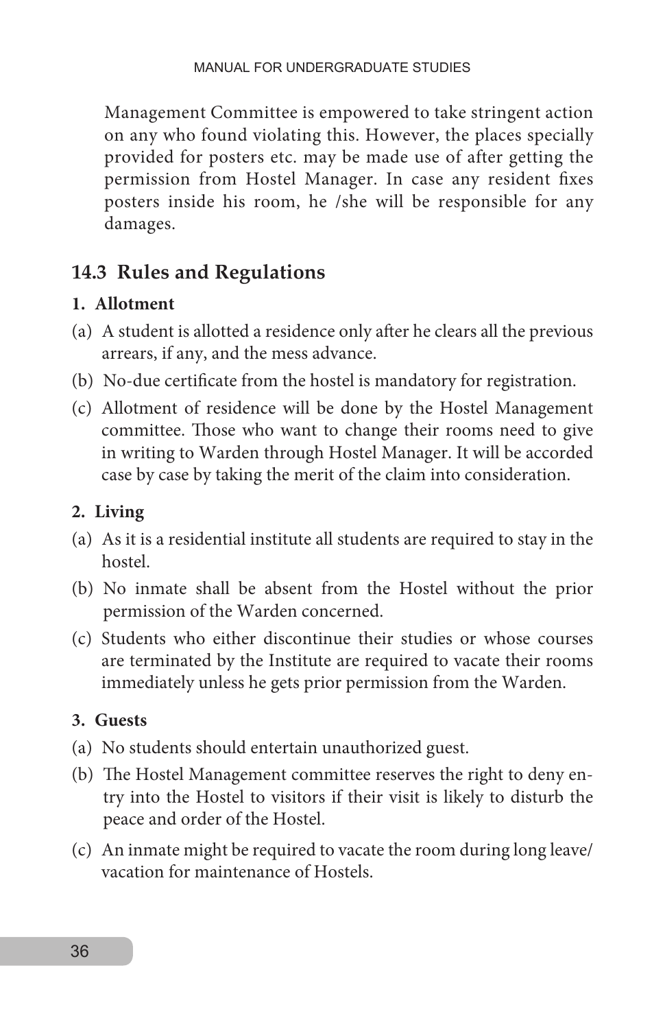Management Committee is empowered to take stringent action on any who found violating this. However, the places specially provided for posters etc. may be made use of after getting the permission from Hostel Manager. In case any resident fixes posters inside his room, he /she will be responsible for any damages.

## 14.3 Rules and Regulations

**1. Allotment**

(a) A student is allotted a residence only after he clears all the previous arrears, if any, and the mess advance.

(b) No-due certificate from the hostel is mandatory for registration.

(c) Allotment of residence will be done by the Hostel Management committee. Those who want to change their rooms need to give in writing to Warden through Hostel Manager. It will be accorded case by case by taking the merit of the claim into consideration.

**2. Living**

(a) As it is a residential institute all students are required to stay in the hostel.

(b) No inmate shall be absent from the Hostel without the prior permission of the Warden concerned.

(c) Students who either discontinue their studies or whose courses are terminated by the Institute are required to vacate their rooms immediately unless he gets prior permission from the Warden.

**3. Guests**

(a) No students should entertain unauthorized guest.

(b) The Hostel Management committee reserves the right to deny entry into the Hostel to visitors if their visit is likely to disturb the peace and order of the Hostel.

(c) An inmate might be required to vacate the room during long leave/ vacation for maintenance of Hostels.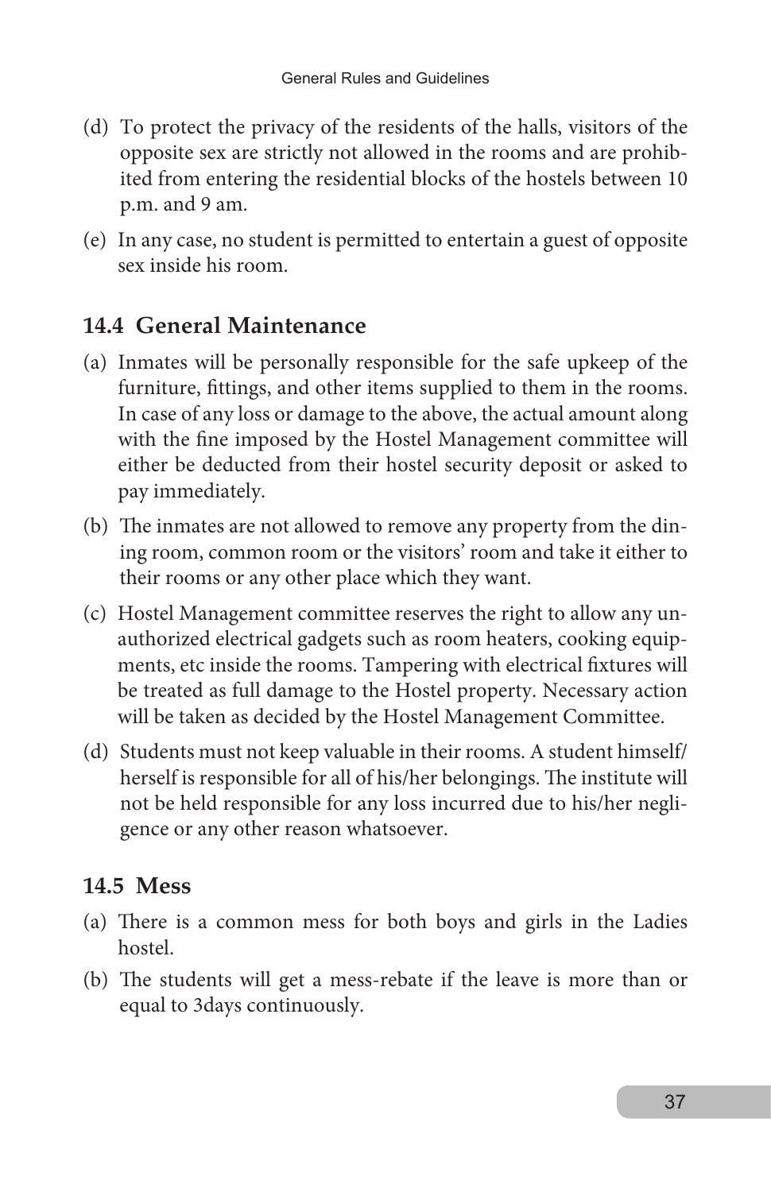(d) To protect the privacy of the residents of the halls, visitors of the opposite sex are strictly not allowed in the rooms and are prohibited from entering the residential blocks of the hostels between 10 p.m. and 9 am.

(e) In any case, no student is permitted to entertain a guest of opposite sex inside his room.

## 14.4 General Maintenance

(a) Inmates will be personally responsible for the safe upkeep of the furniture, fittings, and other items supplied to them in the rooms. In case of any loss or damage to the above, the actual amount along with the fine imposed by the Hostel Management committee will either be deducted from their hostel security deposit or asked to pay immediately.

(b) The inmates are not allowed to remove any property from the dining room, common room or the visitors' room and take it either to their rooms or any other place which they want.

(c) Hostel Management committee reserves the right to allow any unauthorized electrical gadgets such as room heaters, cooking equipments, etc inside the rooms. Tampering with electrical fixtures will be treated as full damage to the Hostel property. Necessary action will be taken as decided by the Hostel Management Committee.

(d) Students must not keep valuable in their rooms. A student himself/herself is responsible for all of his/her belongings. The institute will not be held responsible for any loss incurred due to his/her negligence or any other reason whatsoever.

## 14.5 Mess

(a) There is a common mess for both boys and girls in the Ladies hostel.

(b) The students will get a mess-rebate if the leave is more than or equal to 3days continuously.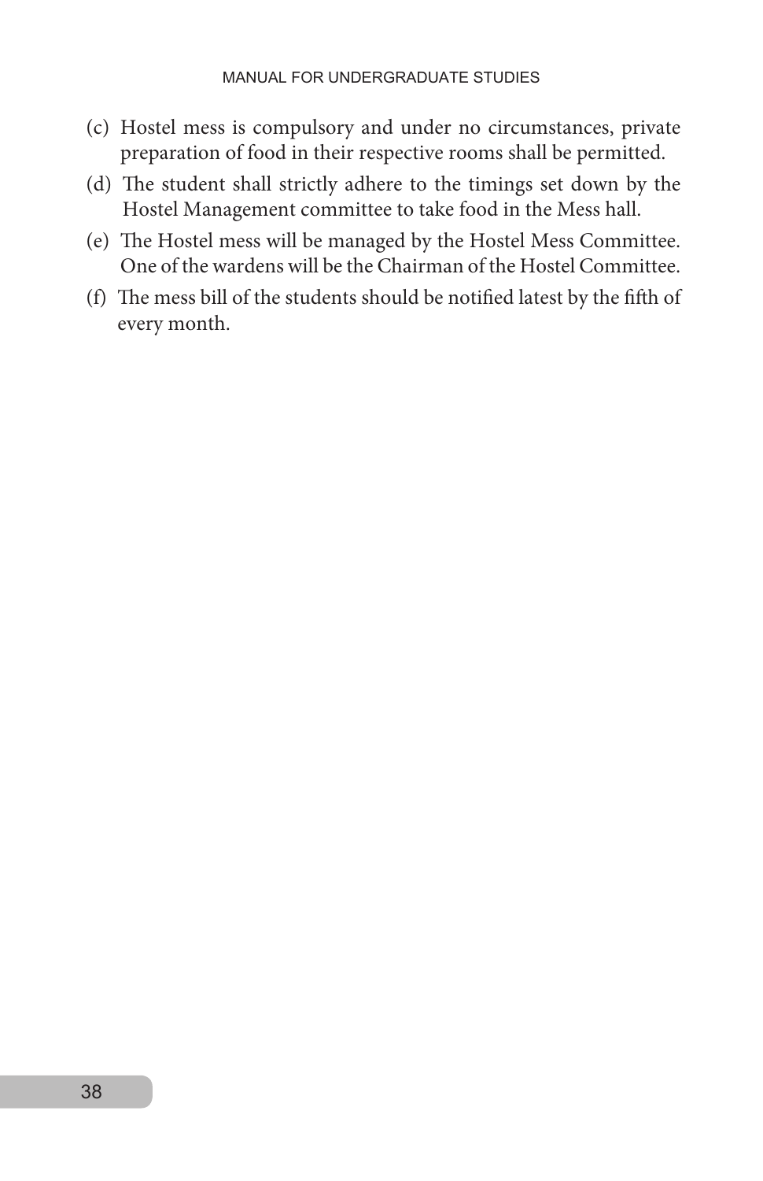(c) Hostel mess is compulsory and under no circumstances, private preparation of food in their respective rooms shall be permitted.

(d) The student shall strictly adhere to the timings set down by the Hostel Management committee to take food in the Mess hall.

(e) The Hostel mess will be managed by the Hostel Mess Committee. One of the wardens will be the Chairman of the Hostel Committee.

(f) The mess bill of the students should be notified latest by the fifth of every month.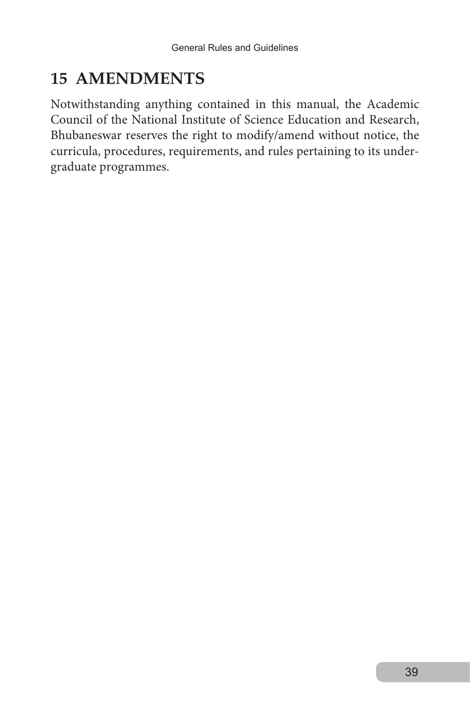# 15 AMENDMENTS

Notwithstanding anything contained in this manual, the Academic Council of the National Institute of Science Education and Research, Bhubaneswar reserves the right to modify/amend without notice, the curricula, procedures, requirements, and rules pertaining to its undergraduate programmes.